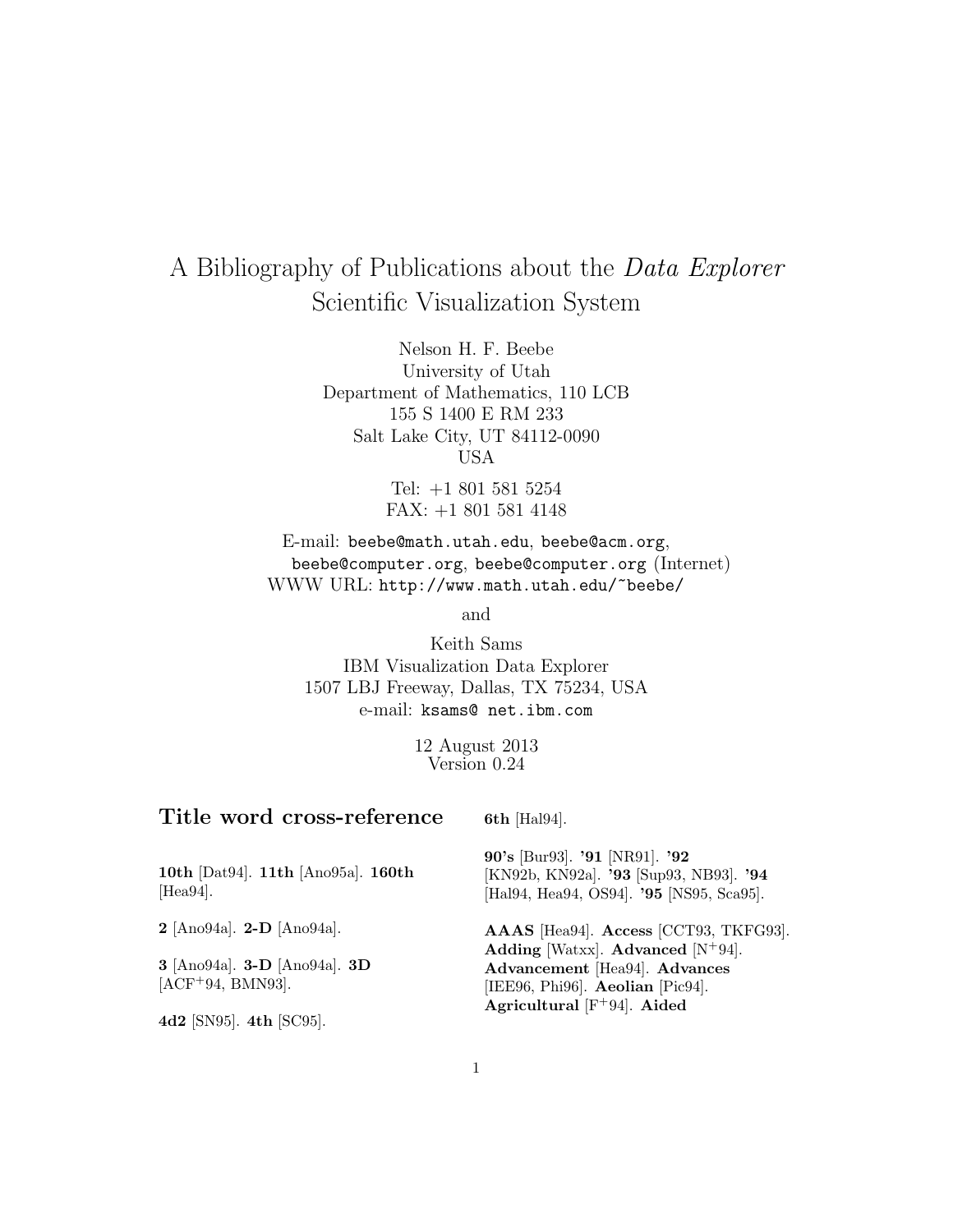# A Bibliography of Publications about the *Data Explorer* Scientific Visualization System

Nelson H. F. Beebe
University of Utah
Department of Mathematics, 110 LCB
155 S 1400 E RM 233
Salt Lake City, UT 84112-0090
USA

Tel: +1 801 581 5254
FAX: +1 801 581 4148

E-mail: `beebe@math.utah.edu`, `beebe@acm.org`, `beebe@computer.org`, `beebe@computer.org` (Internet)
WWW URL: `http://www.math.utah.edu/~beebe/`

and

Keith Sams
IBM Visualization Data Explorer
1507 LBJ Freeway, Dallas, TX 75234, USA
e-mail: `ksams@ net.ibm.com`

12 August 2013
Version 0.24

## Title word cross-reference

**10th** [Dat94]. **11th** [Ano95a]. **160th** [Hea94].

**2** [Ano94a]. **2-D** [Ano94a].

**3** [Ano94a]. **3-D** [Ano94a]. **3D** [ACF+94, BMN93].

**4d2** [SN95]. **4th** [SC95].

**6th** [Hal94].

**90's** [Bur93]. **'91** [NR91]. **'92** [KN92b, KN92a]. **'93** [Sup93, NB93]. **'94** [Hal94, Hea94, OS94]. **'95** [NS95, Sca95].

**AAAS** [Hea94]. **Access** [CCT93, TKFG93]. **Adding** [Watxx]. **Advanced** [N+94]. **Advancement** [Hea94]. **Advances** [IEE96, Phi96]. **Aeolian** [Pic94]. **Agricultural** [F+94]. **Aided**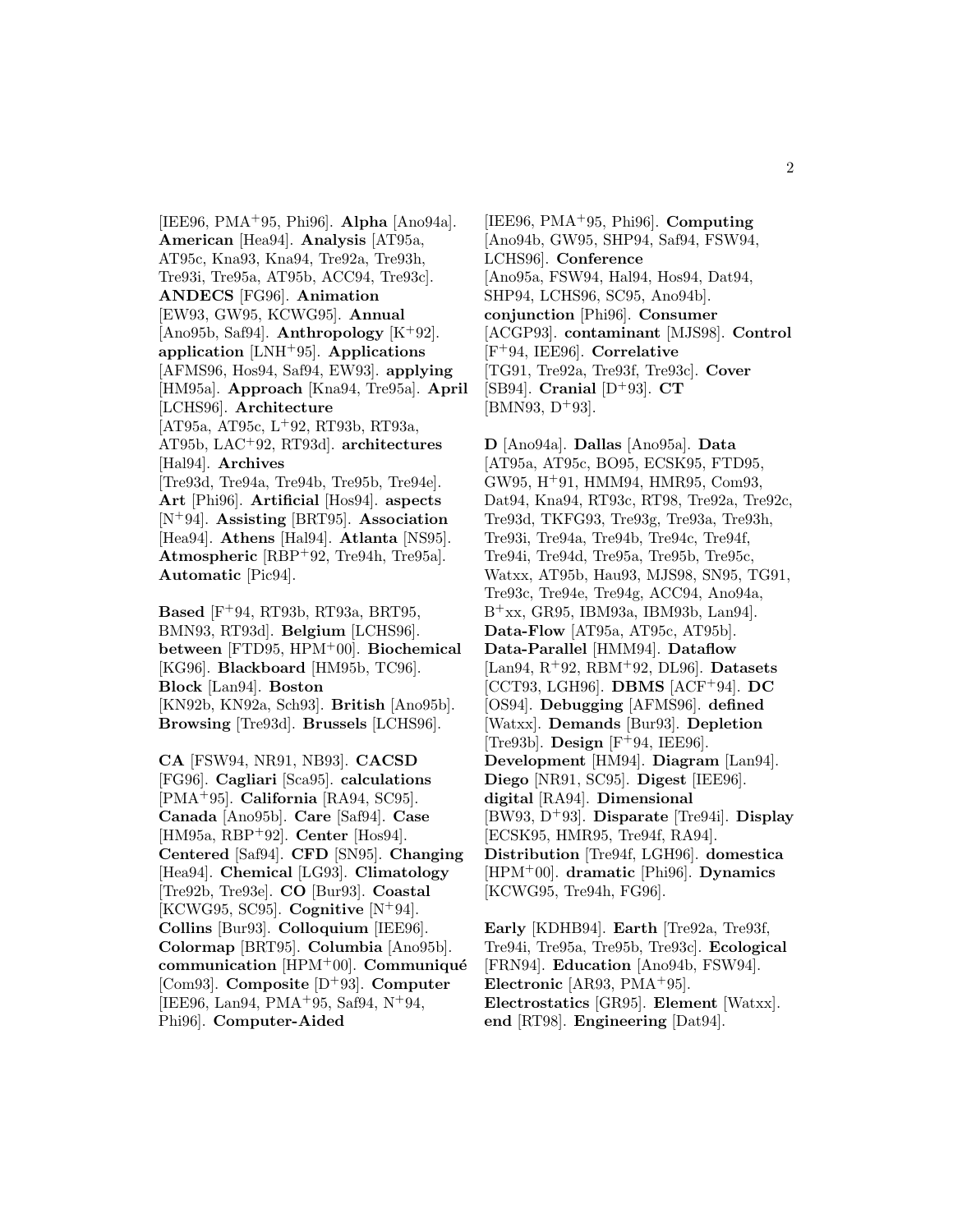[IEE96, PMA[+]95, Phi96]. **Alpha** [Ano94a]. **American** [Hea94]. **Analysis** [AT95a, AT95c, Kna93, Kna94, Tre92a, Tre93h, Tre93i, Tre95a, AT95b, ACC94, Tre93c]. **ANDECS** [FG96]. **Animation** [EW93, GW95, KCWG95]. **Annual** [Ano95b, Saf94]. **Anthropology** [K[+]92]. **application** [LNH[+]95]. **Applications** [AFMS96, Hos94, Saf94, EW93]. **applying** [HM95a]. **Approach** [Kna94, Tre95a]. **April** [LCHS96]. **Architecture** [AT95a, AT95c, L[+]92, RT93b, RT93a, AT95b, LAC[+]92, RT93d]. **architectures** [Hal94]. **Archives** [Tre93d, Tre94a, Tre94b, Tre95b, Tre94e]. **Art** [Phi96]. **Artificial** [Hos94]. **aspects** [N[+]94]. **Assisting** [BRT95]. **Association** [Hea94]. **Athens** [Hal94]. **Atlanta** [NS95]. **Atmospheric** [RBP[+]92, Tre94h, Tre95a]. **Automatic** [Pic94].

**Based** [F[+]94, RT93b, RT93a, BRT95, BMN93, RT93d]. **Belgium** [LCHS96]. **between** [FTD95, HPM[+]00]. **Biochemical** [KG96]. **Blackboard** [HM95b, TC96]. **Block** [Lan94]. **Boston** [KN92b, KN92a, Sch93]. **British** [Ano95b]. **Browsing** [Tre93d]. **Brussels** [LCHS96].

**CA** [FSW94, NR91, NB93]. **CACSD** [FG96]. **Cagliari** [Sca95]. **calculations** [PMA[+]95]. **California** [RA94, SC95]. **Canada** [Ano95b]. **Care** [Saf94]. **Case** [HM95a, RBP[+]92]. **Center** [Hos94]. **Centered** [Saf94]. **CFD** [SN95]. **Changing** [Hea94]. **Chemical** [LG93]. **Climatology** [Tre92b, Tre93e]. **CO** [Bur93]. **Coastal** [KCWG95, SC95]. **Cognitive** [N[+]94]. **Collins** [Bur93]. **Colloquium** [IEE96]. **Colormap** [BRT95]. **Columbia** [Ano95b]. **communication** [HPM[+]00]. **Communiqué** [Com93]. **Composite** [D[+]93]. **Computer** [IEE96, Lan94, PMA[+]95, Saf94, N[+]94, Phi96]. **Computer-Aided** [IEE96, PMA[+]95, Phi96]. **Computing** [Ano94b, GW95, SHP94, Saf94, FSW94, LCHS96]. **Conference** [Ano95a, FSW94, Hal94, Hos94, Dat94, SHP94, LCHS96, SC95, Ano94b]. **conjunction** [Phi96]. **Consumer** [ACGP93]. **contaminant** [MJS98]. **Control** [F[+]94, IEE96]. **Correlative** [TG91, Tre92a, Tre93f, Tre93c]. **Cover** [SB94]. **Cranial** [D[+]93]. **CT** [BMN93, D[+]93].

**D** [Ano94a]. **Dallas** [Ano95a]. **Data** [AT95a, AT95c, BO95, ECSK95, FTD95, GW95, H[+]91, HMM94, HMR95, Com93, Dat94, Kna94, RT93c, RT98, Tre92a, Tre92c, Tre93d, TKFG93, Tre93g, Tre93a, Tre93h, Tre93i, Tre94a, Tre94b, Tre94c, Tre94f, Tre94i, Tre94d, Tre95a, Tre95b, Tre95c, Watxx, AT95b, Hau93, MJS98, SN95, TG91, Tre93c, Tre94e, Tre94g, ACC94, Ano94a, B[+]xx, GR95, IBM93a, IBM93b, Lan94]. **Data-Flow** [AT95a, AT95c, AT95b]. **Data-Parallel** [HMM94]. **Dataflow** [Lan94, R[+]92, RBM[+]92, DL96]. **Datasets** [CCT93, LGH96]. **DBMS** [ACF[+]94]. **DC** [OS94]. **Debugging** [AFMS96]. **defined** [Watxx]. **Demands** [Bur93]. **Depletion** [Tre93b]. **Design** [F[+]94, IEE96]. **Development** [HM94]. **Diagram** [Lan94]. **Diego** [NR91, SC95]. **Digest** [IEE96]. **digital** [RA94]. **Dimensional** [BW93, D[+]93]. **Disparate** [Tre94i]. **Display** [ECSK95, HMR95, Tre94f, RA94]. **Distribution** [Tre94f, LGH96]. **domestica** [HPM[+]00]. **dramatic** [Phi96]. **Dynamics** [KCWG95, Tre94h, FG96].

**Early** [KDHB94]. **Earth** [Tre92a, Tre93f, Tre94i, Tre95a, Tre95b, Tre93c]. **Ecological** [FRN94]. **Education** [Ano94b, FSW94]. **Electronic** [AR93, PMA[+]95]. **Electrostatics** [GR95]. **Element** [Watxx]. **end** [RT98]. **Engineering** [Dat94].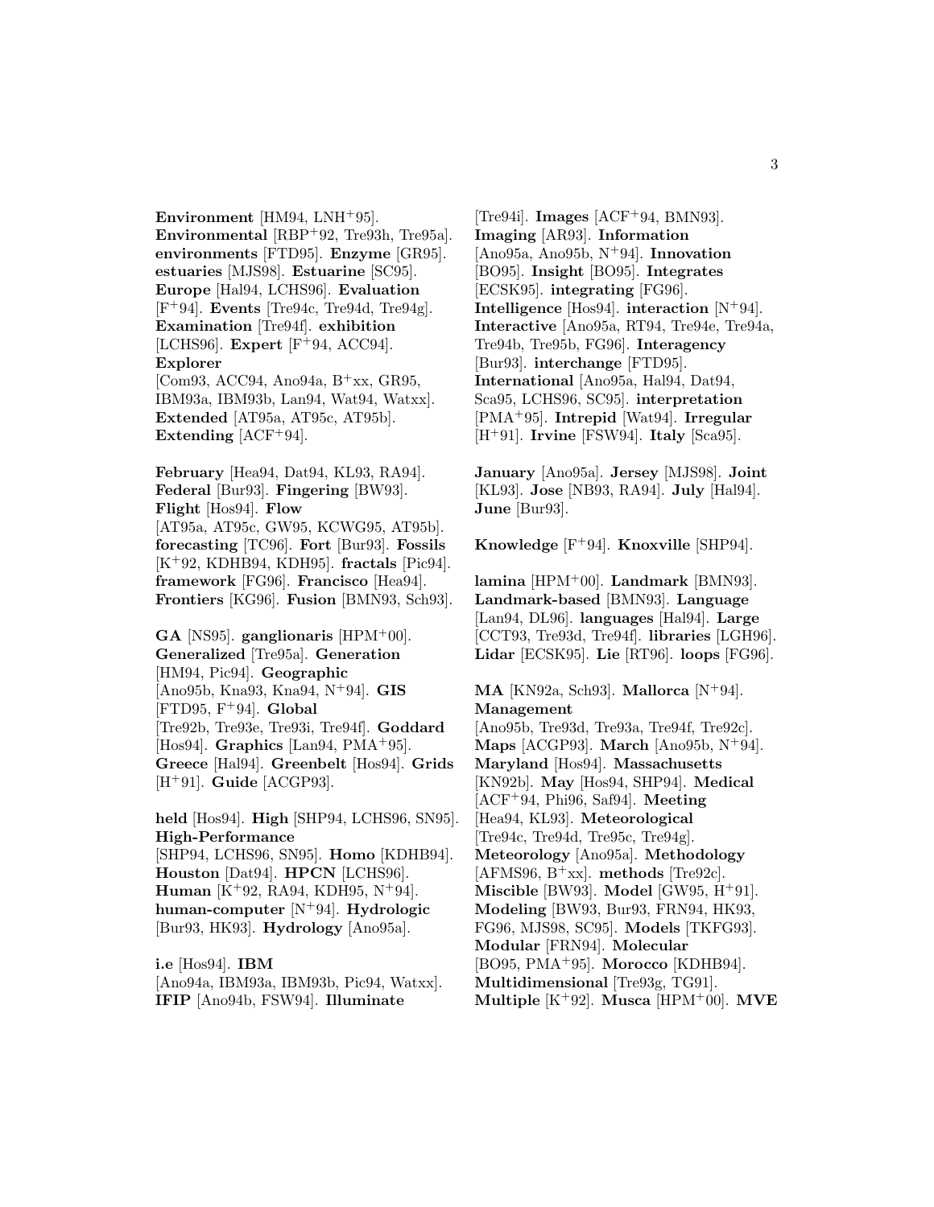**Environment** [HM94, LNH+95]. **Environmental** [RBP+92, Tre93h, Tre95a]. **environments** [FTD95]. **Enzyme** [GR95]. **estuaries** [MJS98]. **Estuarine** [SC95]. **Europe** [Hal94, LCHS96]. **Evaluation** [F+94]. **Events** [Tre94c, Tre94d, Tre94g]. **Examination** [Tre94f]. **exhibition** [LCHS96]. **Expert** [F+94, ACC94]. **Explorer** [Com93, ACC94, Ano94a, B+xx, GR95, IBM93a, IBM93b, Lan94, Wat94, Watxx]. **Extended** [AT95a, AT95c, AT95b]. **Extending** [ACF+94].

**February** [Hea94, Dat94, KL93, RA94]. **Federal** [Bur93]. **Fingering** [BW93]. **Flight** [Hos94]. **Flow** [AT95a, AT95c, GW95, KCWG95, AT95b]. **forecasting** [TC96]. **Fort** [Bur93]. **Fossils** [K+92, KDHB94, KDH95]. **fractals** [Pic94]. **framework** [FG96]. **Francisco** [Hea94]. **Frontiers** [KG96]. **Fusion** [BMN93, Sch93].

**GA** [NS95]. **ganglionaris** [HPM+00]. **Generalized** [Tre95a]. **Generation** [HM94, Pic94]. **Geographic** [Ano95b, Kna93, Kna94, N+94]. **GIS** [FTD95, F+94]. **Global** [Tre92b, Tre93e, Tre93i, Tre94f]. **Goddard** [Hos94]. **Graphics** [Lan94, PMA+95]. **Greece** [Hal94]. **Greenbelt** [Hos94]. **Grids** [H+91]. **Guide** [ACGP93].

**held** [Hos94]. **High** [SHP94, LCHS96, SN95]. **High-Performance** [SHP94, LCHS96, SN95]. **Homo** [KDHB94]. **Houston** [Dat94]. **HPCN** [LCHS96]. **Human** [K+92, RA94, KDH95, N+94]. **human-computer** [N+94]. **Hydrologic** [Bur93, HK93]. **Hydrology** [Ano95a].

**i.e** [Hos94]. **IBM** [Ano94a, IBM93a, IBM93b, Pic94, Watxx]. **IFIP** [Ano94b, FSW94]. **Illuminate** [Tre94i]. **Images** [ACF+94, BMN93]. **Imaging** [AR93]. **Information** [Ano95a, Ano95b, N+94]. **Innovation** [BO95]. **Insight** [BO95]. **Integrates** [ECSK95]. **integrating** [FG96]. **Intelligence** [Hos94]. **interaction** [N+94]. **Interactive** [Ano95a, RT94, Tre94e, Tre94a, Tre94b, Tre95b, FG96]. **Interagency** [Bur93]. **interchange** [FTD95]. **International** [Ano95a, Hal94, Dat94, Sca95, LCHS96, SC95]. **interpretation** [PMA+95]. **Intrepid** [Wat94]. **Irregular** [H+91]. **Irvine** [FSW94]. **Italy** [Sca95].

**January** [Ano95a]. **Jersey** [MJS98]. **Joint** [KL93]. **Jose** [NB93, RA94]. **July** [Hal94]. **June** [Bur93].

**Knowledge** [F+94]. **Knoxville** [SHP94].

**lamina** [HPM+00]. **Landmark** [BMN93]. **Landmark-based** [BMN93]. **Language** [Lan94, DL96]. **languages** [Hal94]. **Large** [CCT93, Tre93d, Tre94f]. **libraries** [LGH96]. **Lidar** [ECSK95]. **Lie** [RT96]. **loops** [FG96].

**MA** [KN92a, Sch93]. **Mallorca** [N+94]. **Management** [Ano95b, Tre93d, Tre93a, Tre94f, Tre92c]. **Maps** [ACGP93]. **March** [Ano95b, N+94]. **Maryland** [Hos94]. **Massachusetts** [KN92b]. **May** [Hos94, SHP94]. **Medical** [ACF+94, Phi96, Saf94]. **Meeting** [Hea94, KL93]. **Meteorological** [Tre94c, Tre94d, Tre95c, Tre94g]. **Meteorology** [Ano95a]. **Methodology** [AFMS96, B+xx]. **methods** [Tre92c]. **Miscible** [BW93]. **Model** [GW95, H+91]. **Modeling** [BW93, Bur93, FRN94, HK93, FG96, MJS98, SC95]. **Models** [TKFG93]. **Modular** [FRN94]. **Molecular** [BO95, PMA+95]. **Morocco** [KDHB94]. **Multidimensional** [Tre93g, TG91]. **Multiple** [K+92]. **Musca** [HPM+00]. **MVE**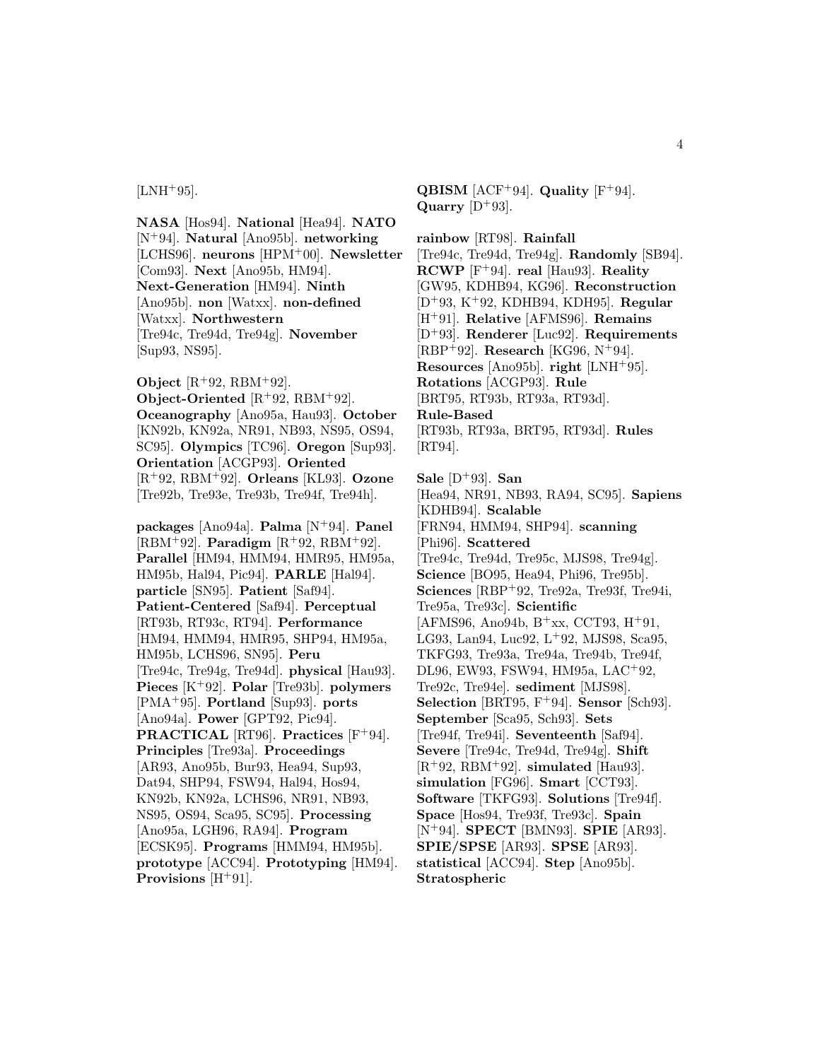[LNH[+]95].

**NASA** [Hos94]. **National** [Hea94]. **NATO** [N[+]94]. **Natural** [Ano95b]. **networking** [LCHS96]. **neurons** [HPM[+]00]. **Newsletter** [Com93]. **Next** [Ano95b, HM94]. **Next-Generation** [HM94]. **Ninth** [Ano95b]. **non** [Watxx]. **non-defined** [Watxx]. **Northwestern** [Tre94c, Tre94d, Tre94g]. **November** [Sup93, NS95].

**Object** [R[+]92, RBM[+]92]. **Object-Oriented** [R[+]92, RBM[+]92]. **Oceanography** [Ano95a, Hau93]. **October** [KN92b, KN92a, NR91, NB93, NS95, OS94, SC95]. **Olympics** [TC96]. **Oregon** [Sup93]. **Orientation** [ACGP93]. **Oriented** [R[+]92, RBM[+]92]. **Orleans** [KL93]. **Ozone** [Tre92b, Tre93e, Tre93b, Tre94f, Tre94h].

**packages** [Ano94a]. **Palma** [N[+]94]. **Panel** [RBM[+]92]. **Paradigm** [R[+]92, RBM[+]92]. **Parallel** [HM94, HMM94, HMR95, HM95a, HM95b, Hal94, Pic94]. **PARLE** [Hal94]. **particle** [SN95]. **Patient** [Saf94]. **Patient-Centered** [Saf94]. **Perceptual** [RT93b, RT93c, RT94]. **Performance** [HM94, HMM94, HMR95, SHP94, HM95a, HM95b, LCHS96, SN95]. **Peru** [Tre94c, Tre94g, Tre94d]. **physical** [Hau93]. **Pieces** [K[+]92]. **Polar** [Tre93b]. **polymers** [PMA[+]95]. **Portland** [Sup93]. **ports** [Ano94a]. **Power** [GPT92, Pic94]. **PRACTICAL** [RT96]. **Practices** [F[+]94]. **Principles** [Tre93a]. **Proceedings** [AR93, Ano95b, Bur93, Hea94, Sup93, Dat94, SHP94, FSW94, Hal94, Hos94, KN92b, KN92a, LCHS96, NR91, NB93, NS95, OS94, Sca95, SC95]. **Processing** [Ano95a, LGH96, RA94]. **Program** [ECSK95]. **Programs** [HMM94, HM95b]. **prototype** [ACC94]. **Prototyping** [HM94]. **Provisions** [H[+]91].

**QBISM** [ACF[+]94]. **Quality** [F[+]94]. **Quarry** [D[+]93].

**rainbow** [RT98]. **Rainfall** [Tre94c, Tre94d, Tre94g]. **Randomly** [SB94]. **RCWP** [F[+]94]. **real** [Hau93]. **Reality** [GW95, KDHB94, KG96]. **Reconstruction** [D[+]93, K[+]92, KDHB94, KDH95]. **Regular** [H[+]91]. **Relative** [AFMS96]. **Remains** [D[+]93]. **Renderer** [Luc92]. **Requirements** [RBP[+]92]. **Research** [KG96, N[+]94]. **Resources** [Ano95b]. **right** [LNH[+]95]. **Rotations** [ACGP93]. **Rule** [BRT95, RT93b, RT93a, RT93d]. **Rule-Based** [RT93b, RT93a, BRT95, RT93d]. **Rules** [RT94].

**Sale** [D[+]93]. **San** [Hea94, NR91, NB93, RA94, SC95]. **Sapiens** [KDHB94]. **Scalable** [FRN94, HMM94, SHP94]. **scanning** [Phi96]. **Scattered** [Tre94c, Tre94d, Tre95c, MJS98, Tre94g]. **Science** [BO95, Hea94, Phi96, Tre95b]. **Sciences** [RBP[+]92, Tre92a, Tre93f, Tre94i, Tre95a, Tre93c]. **Scientific** [AFMS96, Ano94b, B[+]xx, CCT93, H[+]91, LG93, Lan94, Luc92, L[+]92, MJS98, Sca95, TKFG93, Tre93a, Tre94a, Tre94b, Tre94f, DL96, EW93, FSW94, HM95a, LAC[+]92, Tre92c, Tre94e]. **sediment** [MJS98]. **Selection** [BRT95, F[+]94]. **Sensor** [Sch93]. **September** [Sca95, Sch93]. **Sets** [Tre94f, Tre94i]. **Seventeenth** [Saf94]. **Severe** [Tre94c, Tre94d, Tre94g]. **Shift** [R[+]92, RBM[+]92]. **simulated** [Hau93]. **simulation** [FG96]. **Smart** [CCT93]. **Software** [TKFG93]. **Solutions** [Tre94f]. **Space** [Hos94, Tre93f, Tre93c]. **Spain** [N[+]94]. **SPECT** [BMN93]. **SPIE** [AR93]. **SPIE/SPSE** [AR93]. **SPSE** [AR93]. **statistical** [ACC94]. **Step** [Ano95b]. **Stratospheric**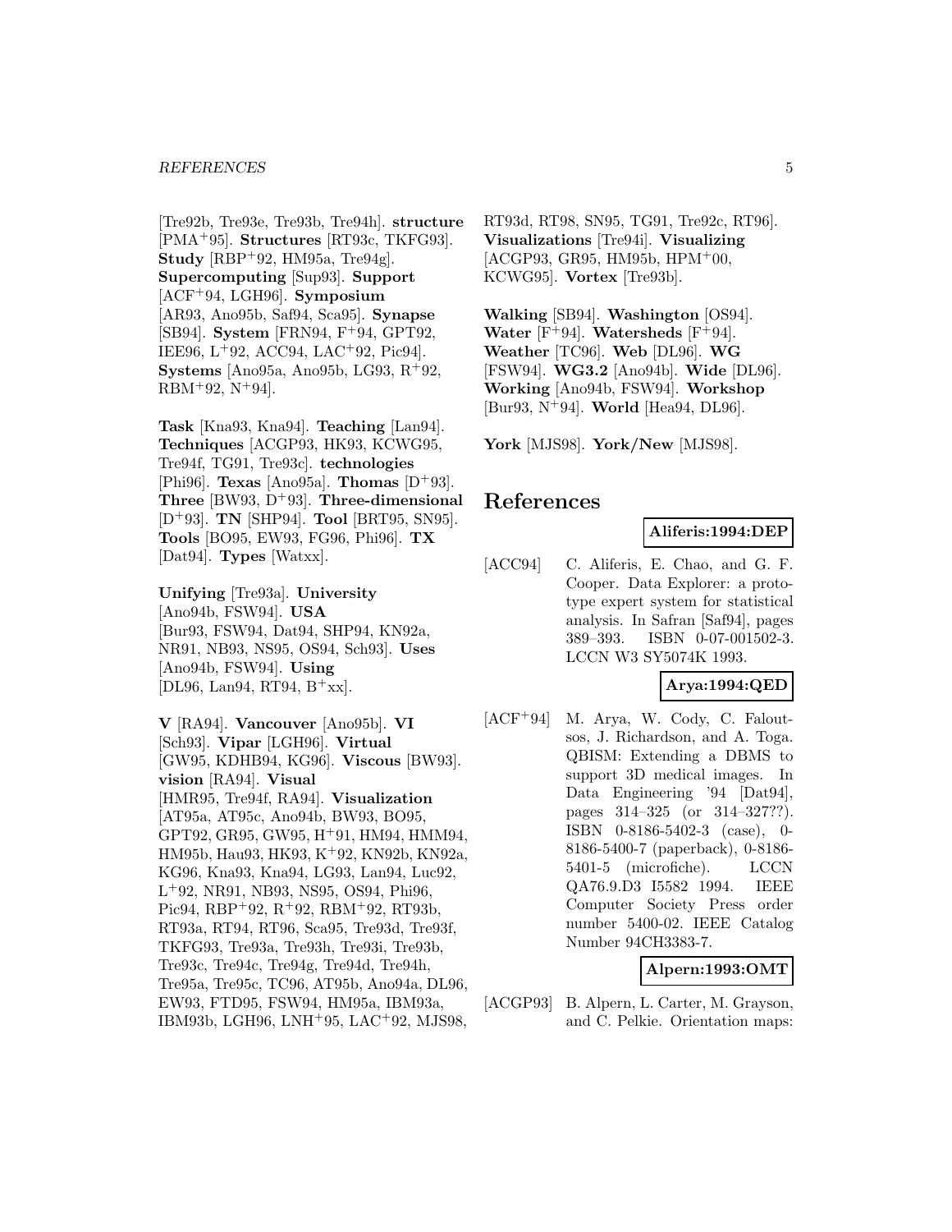[Tre92b, Tre93e, Tre93b, Tre94h]. **structure** [PMA[+]95]. **Structures** [RT93c, TKFG93]. **Study** [RBP[+]92, HM95a, Tre94g]. **Supercomputing** [Sup93]. **Support** [ACF[+]94, LGH96]. **Symposium** [AR93, Ano95b, Saf94, Sca95]. **Synapse** [SB94]. **System** [FRN94, F[+]94, GPT92, IEE96, L[+]92, ACC94, LAC[+]92, Pic94]. **Systems** [Ano95a, Ano95b, LG93, R[+]92, RBM[+]92, N[+]94].

**Task** [Kna93, Kna94]. **Teaching** [Lan94]. **Techniques** [ACGP93, HK93, KCWG95, Tre94f, TG91, Tre93c]. **technologies** [Phi96]. **Texas** [Ano95a]. **Thomas** [D[+]93]. **Three** [BW93, D[+]93]. **Three-dimensional** [D[+]93]. **TN** [SHP94]. **Tool** [BRT95, SN95]. **Tools** [BO95, EW93, FG96, Phi96]. **TX** [Dat94]. **Types** [Watxx].

**Unifying** [Tre93a]. **University** [Ano94b, FSW94]. **USA** [Bur93, FSW94, Dat94, SHP94, KN92a, NR91, NB93, NS95, OS94, Sch93]. **Uses** [Ano94b, FSW94]. **Using** [DL96, Lan94, RT94, B[+]xx].

**V** [RA94]. **Vancouver** [Ano95b]. **VI** [Sch93]. **Vipar** [LGH96]. **Virtual** [GW95, KDHB94, KG96]. **Viscous** [BW93]. **vision** [RA94]. **Visual** [HMR95, Tre94f, RA94]. **Visualization** [AT95a, AT95c, Ano94b, BW93, BO95, GPT92, GR95, GW95, H[+]91, HM94, HMM94, HM95b, Hau93, HK93, K[+]92, KN92b, KN92a, KG96, Kna93, Kna94, LG93, Lan94, Luc92, L[+]92, NR91, NB93, NS95, OS94, Phi96, Pic94, RBP[+]92, R[+]92, RBM[+]92, RT93b, RT93a, RT94, RT96, Sca95, Tre93d, Tre93f, TKFG93, Tre93a, Tre93h, Tre93i, Tre93b, Tre93c, Tre94c, Tre94g, Tre94d, Tre94h, Tre95a, Tre95c, TC96, AT95b, Ano94a, DL96, EW93, FTD95, FSW94, HM95a, IBM93a, IBM93b, LGH96, LNH[+]95, LAC[+]92, MJS98, RT93d, RT98, SN95, TG91, Tre92c, RT96]. **Visualizations** [Tre94i]. **Visualizing** [ACGP93, GR95, HM95b, HPM[+]00, KCWG95]. **Vortex** [Tre93b].

**Walking** [SB94]. **Washington** [OS94]. **Water** [F[+]94]. **Watersheds** [F[+]94]. **Weather** [TC96]. **Web** [DL96]. **WG** [FSW94]. **WG3.2** [Ano94b]. **Wide** [DL96]. **Working** [Ano94b, FSW94]. **Workshop** [Bur93, N[+]94]. **World** [Hea94, DL96].

**York** [MJS98]. **York/New** [MJS98].

# References

**Aliferis:1994:DEP**

[ACC94] C. Aliferis, E. Chao, and G. F. Cooper. Data Explorer: a prototype expert system for statistical analysis. In Safran [Saf94], pages 389–393. ISBN 0-07-001502-3. LCCN W3 SY5074K 1993.

**Arya:1994:QED**

[ACF[+]94] M. Arya, W. Cody, C. Faloutsos, J. Richardson, and A. Toga. QBISM: Extending a DBMS to support 3D medical images. In Data Engineering '94 [Dat94], pages 314–325 (or 314–327??). ISBN 0-8186-5402-3 (case), 0-8186-5400-7 (paperback), 0-8186-5401-5 (microfiche). LCCN QA76.9.D3 I5582 1994. IEEE Computer Society Press order number 5400-02. IEEE Catalog Number 94CH3383-7.

**Alpern:1993:OMT**

[ACGP93] B. Alpern, L. Carter, M. Grayson, and C. Pelkie. Orientation maps: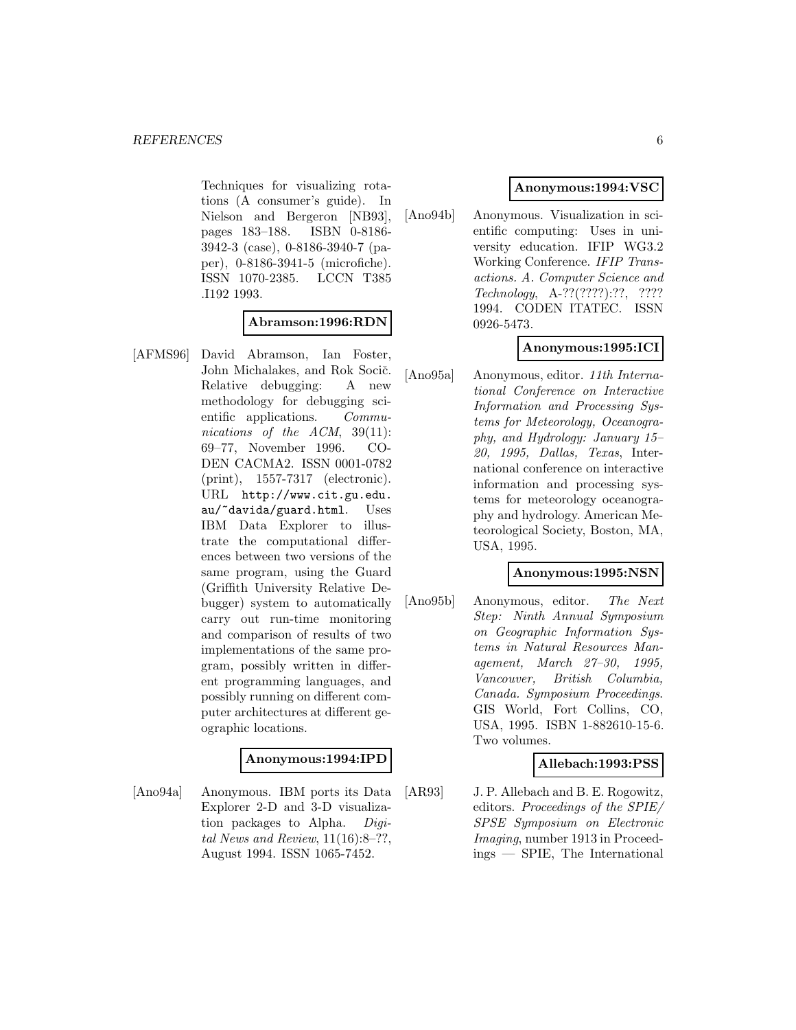Techniques for visualizing rotations (A consumer's guide). In Nielson and Bergeron [NB93], pages 183–188. ISBN 0-8186-3942-3 (case), 0-8186-3940-7 (paper), 0-8186-3941-5 (microfiche). ISSN 1070-2385. LCCN T385 .I192 1993.

**Abramson:1996:RDN**

[AFMS96] David Abramson, Ian Foster, John Michalakes, and Rok Sočič. Relative debugging: A new methodology for debugging scientific applications. *Communications of the ACM*, 39(11): 69–77, November 1996. CODEN CACMA2. ISSN 0001-0782 (print), 1557-7317 (electronic). URL http://www.cit.gu.edu.au/~davida/guard.html. Uses IBM Data Explorer to illustrate the computational differences between two versions of the same program, using the Guard (Griffith University Relative Debugger) system to automatically carry out run-time monitoring and comparison of results of two implementations of the same program, possibly written in different programming languages, and possibly running on different computer architectures at different geographic locations.

**Anonymous:1994:IPD**

[Ano94a] Anonymous. IBM ports its Data Explorer 2-D and 3-D visualization packages to Alpha. *Digital News and Review*, 11(16):8–??, August 1994. ISSN 1065-7452.

**Anonymous:1994:VSC**

[Ano94b] Anonymous. Visualization in scientific computing: Uses in university education. IFIP WG3.2 Working Conference. *IFIP Transactions. A. Computer Science and Technology*, A-??(????):??, ???? 1994. CODEN ITATEC. ISSN 0926-5473.

**Anonymous:1995:ICI**

[Ano95a] Anonymous, editor. *11th International Conference on Interactive Information and Processing Systems for Meteorology, Oceanography, and Hydrology: January 15–20, 1995, Dallas, Texas*, International conference on interactive information and processing systems for meteorology oceanography and hydrology. American Meteorological Society, Boston, MA, USA, 1995.

**Anonymous:1995:NSN**

[Ano95b] Anonymous, editor. *The Next Step: Ninth Annual Symposium on Geographic Information Systems in Natural Resources Management, March 27–30, 1995, Vancouver, British Columbia, Canada. Symposium Proceedings.* GIS World, Fort Collins, CO, USA, 1995. ISBN 1-882610-15-6. Two volumes.

**Allebach:1993:PSS**

[AR93] J. P. Allebach and B. E. Rogowitz, editors. *Proceedings of the SPIE/SPSE Symposium on Electronic Imaging*, number 1913 in Proceedings — SPIE, The International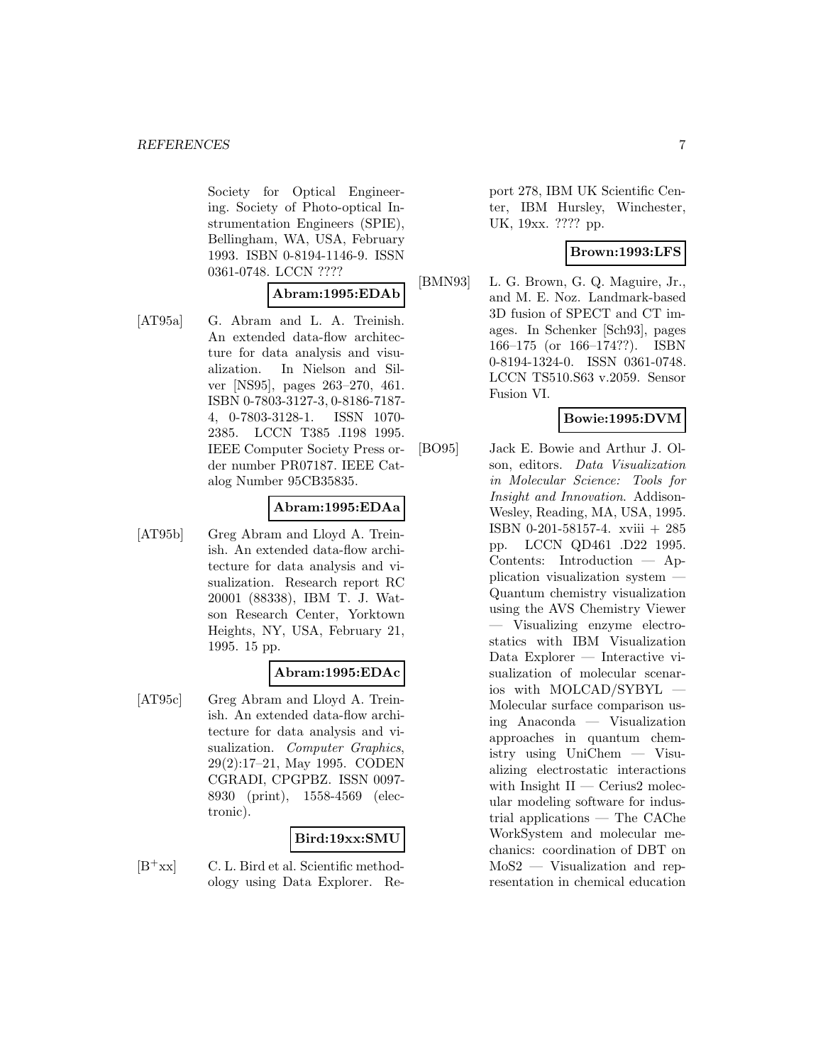Society for Optical Engineering. Society of Photo-optical Instrumentation Engineers (SPIE), Bellingham, WA, USA, February 1993. ISBN 0-8194-1146-9. ISSN 0361-0748. LCCN ????

**Abram:1995:EDAb**

[AT95a] G. Abram and L. A. Treinish. An extended data-flow architecture for data analysis and visualization. In Nielson and Silver [NS95], pages 263–270, 461. ISBN 0-7803-3127-3, 0-8186-7187-4, 0-7803-3128-1. ISSN 1070-2385. LCCN T385 .I198 1995. IEEE Computer Society Press order number PR07187. IEEE Catalog Number 95CB35835.

**Abram:1995:EDAa**

[AT95b] Greg Abram and Lloyd A. Treinish. An extended data-flow architecture for data analysis and visualization. Research report RC 20001 (88338), IBM T. J. Watson Research Center, Yorktown Heights, NY, USA, February 21, 1995. 15 pp.

**Abram:1995:EDAc**

[AT95c] Greg Abram and Lloyd A. Treinish. An extended data-flow architecture for data analysis and visualization. *Computer Graphics*, 29(2):17–21, May 1995. CODEN CGRADI, CPGPBZ. ISSN 0097-8930 (print), 1558-4569 (electronic).

**Bird:19xx:SMU**

[B+xx] C. L. Bird et al. Scientific methodology using Data Explorer. Report 278, IBM UK Scientific Center, IBM Hursley, Winchester, UK, 19xx. ???? pp.

**Brown:1993:LFS**

[BMN93] L. G. Brown, G. Q. Maguire, Jr., and M. E. Noz. Landmark-based 3D fusion of SPECT and CT images. In Schenker [Sch93], pages 166–175 (or 166–174??). ISBN 0-8194-1324-0. ISSN 0361-0748. LCCN TS510.S63 v.2059. Sensor Fusion VI.

**Bowie:1995:DVM**

[BO95] Jack E. Bowie and Arthur J. Olson, editors. *Data Visualization in Molecular Science: Tools for Insight and Innovation*. Addison-Wesley, Reading, MA, USA, 1995. ISBN 0-201-58157-4. xviii + 285 pp. LCCN QD461 .D22 1995. Contents: Introduction — Application visualization system — Quantum chemistry visualization using the AVS Chemistry Viewer — Visualizing enzyme electrostatics with IBM Visualization Data Explorer — Interactive visualization of molecular scenarios with MOLCAD/SYBYL — Molecular surface comparison using Anaconda — Visualization approaches in quantum chemistry using UniChem — Visualizing electrostatic interactions with Insight II — Cerius2 molecular modeling software for industrial applications — The CAChe WorkSystem and molecular mechanics: coordination of DBT on MoS2 — Visualization and representation in chemical education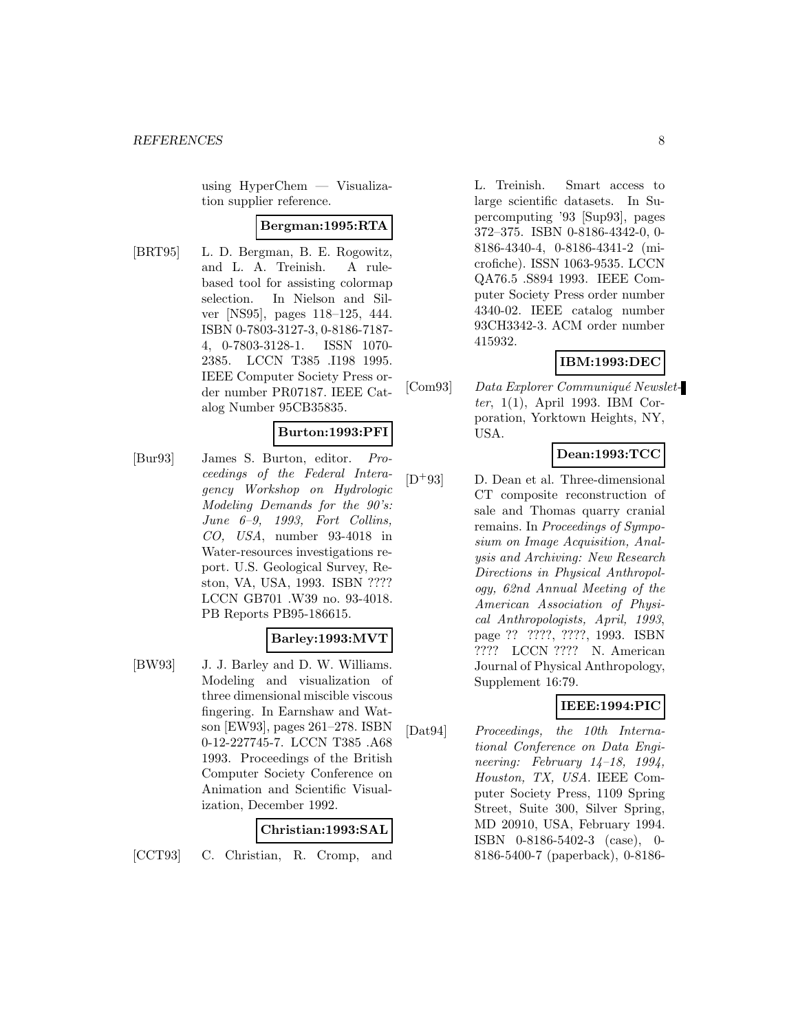using HyperChem — Visualization supplier reference.

**Bergman:1995:RTA**

[BRT95] L. D. Bergman, B. E. Rogowitz, and L. A. Treinish. A rule-based tool for assisting colormap selection. In Nielson and Silver [NS95], pages 118–125, 444. ISBN 0-7803-3127-3, 0-8186-7187-4, 0-7803-3128-1. ISSN 1070-2385. LCCN T385 .I198 1995. IEEE Computer Society Press order number PR07187. IEEE Catalog Number 95CB35835.

**Burton:1993:PFI**

[Bur93] James S. Burton, editor. *Proceedings of the Federal Interagency Workshop on Hydrologic Modeling Demands for the 90's: June 6–9, 1993, Fort Collins, CO, USA*, number 93-4018 in Water-resources investigations report. U.S. Geological Survey, Reston, VA, USA, 1993. ISBN ???? LCCN GB701 .W39 no. 93-4018. PB Reports PB95-186615.

**Barley:1993:MVT**

[BW93] J. J. Barley and D. W. Williams. Modeling and visualization of three dimensional miscible viscous fingering. In Earnshaw and Watson [EW93], pages 261–278. ISBN 0-12-227745-7. LCCN T385 .A68 1993. Proceedings of the British Computer Society Conference on Animation and Scientific Visualization, December 1992.

**Christian:1993:SAL**

[CCT93] C. Christian, R. Cromp, and L. Treinish. Smart access to large scientific datasets. In Supercomputing '93 [Sup93], pages 372–375. ISBN 0-8186-4342-0, 0-8186-4340-4, 0-8186-4341-2 (microfiche). ISSN 1063-9535. LCCN QA76.5 .S894 1993. IEEE Computer Society Press order number 4340-02. IEEE catalog number 93CH3342-3. ACM order number 415932.

**IBM:1993:DEC**

[Com93] *Data Explorer Communiqué Newsletter*, 1(1), April 1993. IBM Corporation, Yorktown Heights, NY, USA.

**Dean:1993:TCC**

[D+93] D. Dean et al. Three-dimensional CT composite reconstruction of sale and Thomas quarry cranial remains. In *Proceedings of Symposium on Image Acquisition, Analysis and Archiving: New Research Directions in Physical Anthropology, 62nd Annual Meeting of the American Association of Physical Anthropologists, April, 1993*, page ?? ????, ????, 1993. ISBN ???? LCCN ???? N. American Journal of Physical Anthropology, Supplement 16:79.

**IEEE:1994:PIC**

[Dat94] *Proceedings, the 10th International Conference on Data Engineering: February 14–18, 1994, Houston, TX, USA*. IEEE Computer Society Press, 1109 Spring Street, Suite 300, Silver Spring, MD 20910, USA, February 1994. ISBN 0-8186-5402-3 (case), 0-8186-5400-7 (paperback), 0-8186-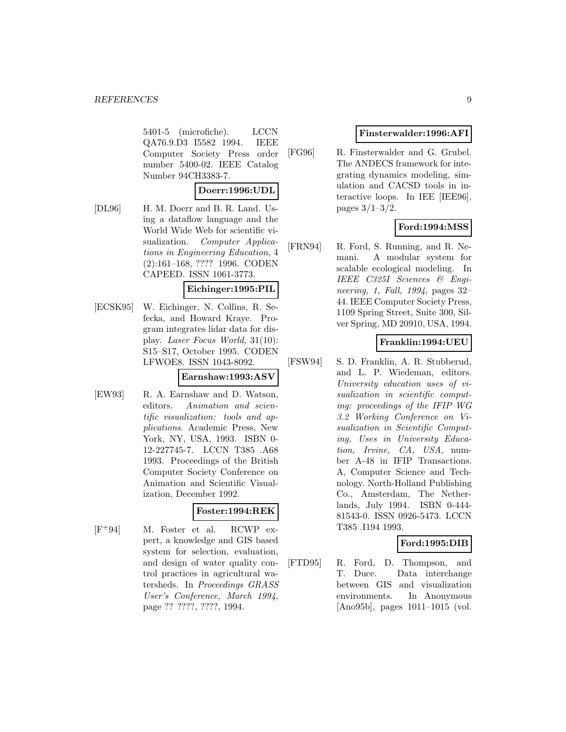5401-5 (microfiche). LCCN QA76.9.D3 I5582 1994. IEEE Computer Society Press order number 5400-02. IEEE Catalog Number 94CH3383-7.

**Doerr:1996:UDL**

[DL96] H. M. Doerr and B. R. Land. Using a dataflow language and the World Wide Web for scientific visualization. *Computer Applications in Engineering Education*, 4 (2):161–168, ???? 1996. CODEN CAPEED. ISSN 1061-3773.

**Eichinger:1995:PIL**

[ECSK95] W. Eichinger, N. Collins, R. Sefecka, and Howard Kraye. Program integrates lidar data for display. *Laser Focus World*, 31(10): S15–S17, October 1995. CODEN LFWOE8. ISSN 1043-8092.

**Earnshaw:1993:ASV**

[EW93] R. A. Earnshaw and D. Watson, editors. *Animation and scientific visualization: tools and applications*. Academic Press, New York, NY, USA, 1993. ISBN 0-12-227745-7. LCCN T385 .A68 1993. Proceedings of the British Computer Society Conference on Animation and Scientific Visualization, December 1992.

**Foster:1994:REK**

[F+94] M. Foster et al. RCWP expert, a knowledge and GIS based system for selection, evaluation, and design of water quality control practices in agricultural watersheds. In *Proceedings GRASS User's Conference, March 1994*, page ?? ????, ????, 1994.

**Finsterwalder:1996:AFI**

[FG96] R. Finsterwalder and G. Grubel. The ANDECS framework for integrating dynamics modeling, simulation and CACSD tools in interactive loops. In IEE [IEE96], pages 3/1–3/2.

**Ford:1994:MSS**

[FRN94] R. Ford, S. Running, and R. Nemani. A modular system for scalable ecological modeling. In *IEEE C325I Sciences & Engineering, 1, Fall, 1994*, pages 32–44. IEEE Computer Society Press, 1109 Spring Street, Suite 300, Silver Spring, MD 20910, USA, 1994.

**Franklin:1994:UEU**

[FSW94] S. D. Franklin, A. R. Stubberud, and L. P. Wiedeman, editors. *University education uses of visualization in scientific computing: proceedings of the IFIP WG 3.2 Working Conference on Visualization in Scientific Computing, Uses in University Education, Irvine, CA, USA*, number A-48 in IFIP Transactions. A, Computer Science and Technology. North-Holland Publishing Co., Amsterdam, The Netherlands, July 1994. ISBN 0-444-81543-0. ISSN 0926-5473. LCCN T385 .I194 1993.

**Ford:1995:DIB**

[FTD95] R. Ford, D. Thompson, and T. Duce. Data interchange between GIS and visualization environments. In Anonymous [Ano95b], pages 1011–1015 (vol.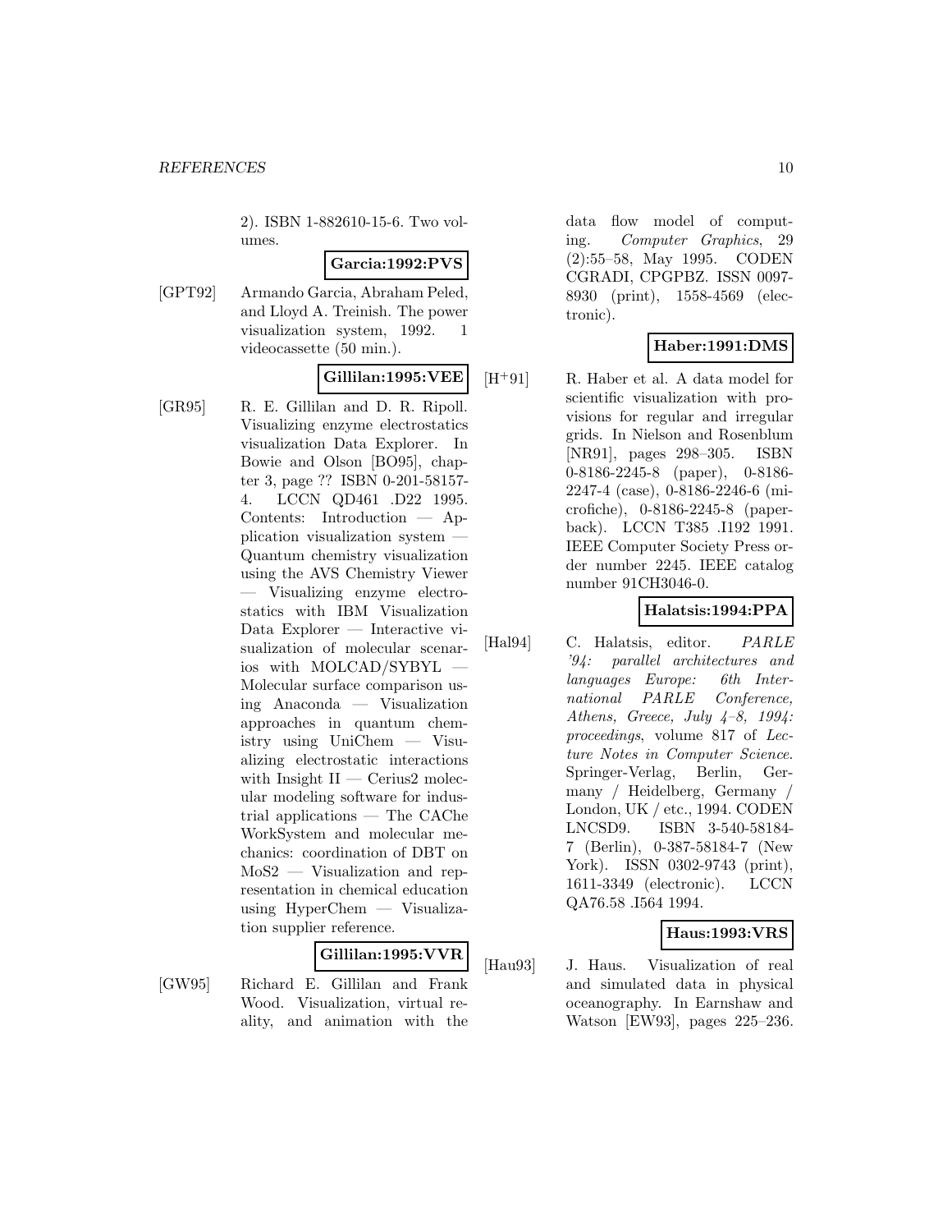2). ISBN 1-882610-15-6. Two volumes.

**Garcia:1992:PVS**

[GPT92] Armando Garcia, Abraham Peled, and Lloyd A. Treinish. The power visualization system, 1992. 1 videocassette (50 min.).

**Gillilan:1995:VEE**

[GR95] R. E. Gillilan and D. R. Ripoll. Visualizing enzyme electrostatics visualization Data Explorer. In Bowie and Olson [BO95], chapter 3, page ?? ISBN 0-201-58157-4. LCCN QD461 .D22 1995. Contents: Introduction — Application visualization system — Quantum chemistry visualization using the AVS Chemistry Viewer — Visualizing enzyme electrostatics with IBM Visualization Data Explorer — Interactive visualization of molecular scenarios with MOLCAD/SYBYL — Molecular surface comparison using Anaconda — Visualization approaches in quantum chemistry using UniChem — Visualizing electrostatic interactions with Insight II — Cerius2 molecular modeling software for industrial applications — The CAChe WorkSystem and molecular mechanics: coordination of DBT on MoS2 — Visualization and representation in chemical education using HyperChem — Visualization supplier reference.

**Gillilan:1995:VVR**

[GW95] Richard E. Gillilan and Frank Wood. Visualization, virtual reality, and animation with the data flow model of computing. *Computer Graphics*, 29 (2):55–58, May 1995. CODEN CGRADI, CPGPBZ. ISSN 0097-8930 (print), 1558-4569 (electronic).

**Haber:1991:DMS**

[H+91] R. Haber et al. A data model for scientific visualization with provisions for regular and irregular grids. In Nielson and Rosenblum [NR91], pages 298–305. ISBN 0-8186-2245-8 (paper), 0-8186-2247-4 (case), 0-8186-2246-6 (microfiche), 0-8186-2245-8 (paperback). LCCN T385 .I192 1991. IEEE Computer Society Press order number 2245. IEEE catalog number 91CH3046-0.

**Halatsis:1994:PPA**

[Hal94] C. Halatsis, editor. *PARLE '94: parallel architectures and languages Europe: 6th International PARLE Conference, Athens, Greece, July 4–8, 1994: proceedings*, volume 817 of *Lecture Notes in Computer Science*. Springer-Verlag, Berlin, Germany / Heidelberg, Germany / London, UK / etc., 1994. CODEN LNCSD9. ISBN 3-540-58184-7 (Berlin), 0-387-58184-7 (New York). ISSN 0302-9743 (print), 1611-3349 (electronic). LCCN QA76.58 .I564 1994.

**Haus:1993:VRS**

[Hau93] J. Haus. Visualization of real and simulated data in physical oceanography. In Earnshaw and Watson [EW93], pages 225–236.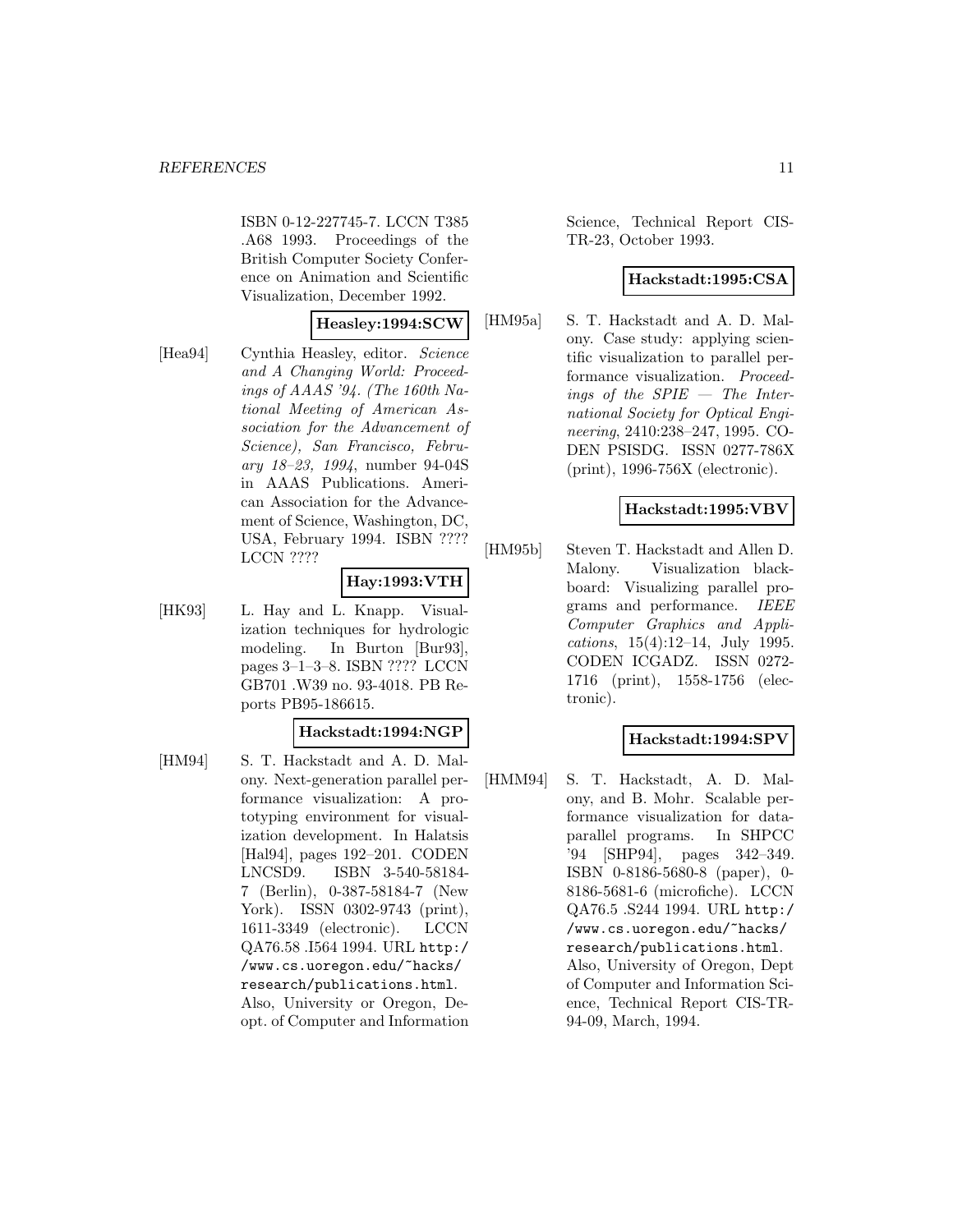ISBN 0-12-227745-7. LCCN T385 .A68 1993. Proceedings of the British Computer Society Conference on Animation and Scientific Visualization, December 1992.

**Heasley:1994:SCW**

[Hea94] Cynthia Heasley, editor. *Science and A Changing World: Proceedings of AAAS '94. (The 160th National Meeting of American Association for the Advancement of Science), San Francisco, February 18–23, 1994*, number 94-04S in AAAS Publications. American Association for the Advancement of Science, Washington, DC, USA, February 1994. ISBN ???? LCCN ????

**Hay:1993:VTH**

[HK93] L. Hay and L. Knapp. Visualization techniques for hydrologic modeling. In Burton [Bur93], pages 3–1–3–8. ISBN ???? LCCN GB701 .W39 no. 93-4018. PB Reports PB95-186615.

**Hackstadt:1994:NGP**

[HM94] S. T. Hackstadt and A. D. Malony. Next-generation parallel performance visualization: A prototyping environment for visualization development. In Halatsis [Hal94], pages 192–201. CODEN LNCSD9. ISBN 3-540-58184-7 (Berlin), 0-387-58184-7 (New York). ISSN 0302-9743 (print), 1611-3349 (electronic). LCCN QA76.58 .I564 1994. URL http://www.cs.uoregon.edu/~hacks/research/publications.html. Also, University or Oregon, Deopt. of Computer and Information Science, Technical Report CIS-TR-23, October 1993.

**Hackstadt:1995:CSA**

[HM95a] S. T. Hackstadt and A. D. Malony. Case study: applying scientific visualization to parallel performance visualization. *Proceedings of the SPIE — The International Society for Optical Engineering*, 2410:238–247, 1995. CODEN PSISDG. ISSN 0277-786X (print), 1996-756X (electronic).

**Hackstadt:1995:VBV**

[HM95b] Steven T. Hackstadt and Allen D. Malony. Visualization blackboard: Visualizing parallel programs and performance. *IEEE Computer Graphics and Applications*, 15(4):12–14, July 1995. CODEN ICGADZ. ISSN 0272-1716 (print), 1558-1756 (electronic).

**Hackstadt:1994:SPV**

[HMM94] S. T. Hackstadt, A. D. Malony, and B. Mohr. Scalable performance visualization for data-parallel programs. In SHPCC '94 [SHP94], pages 342–349. ISBN 0-8186-5680-8 (paper), 0-8186-5681-6 (microfiche). LCCN QA76.5 .S244 1994. URL http://www.cs.uoregon.edu/~hacks/research/publications.html. Also, University of Oregon, Dept of Computer and Information Science, Technical Report CIS-TR-94-09, March, 1994.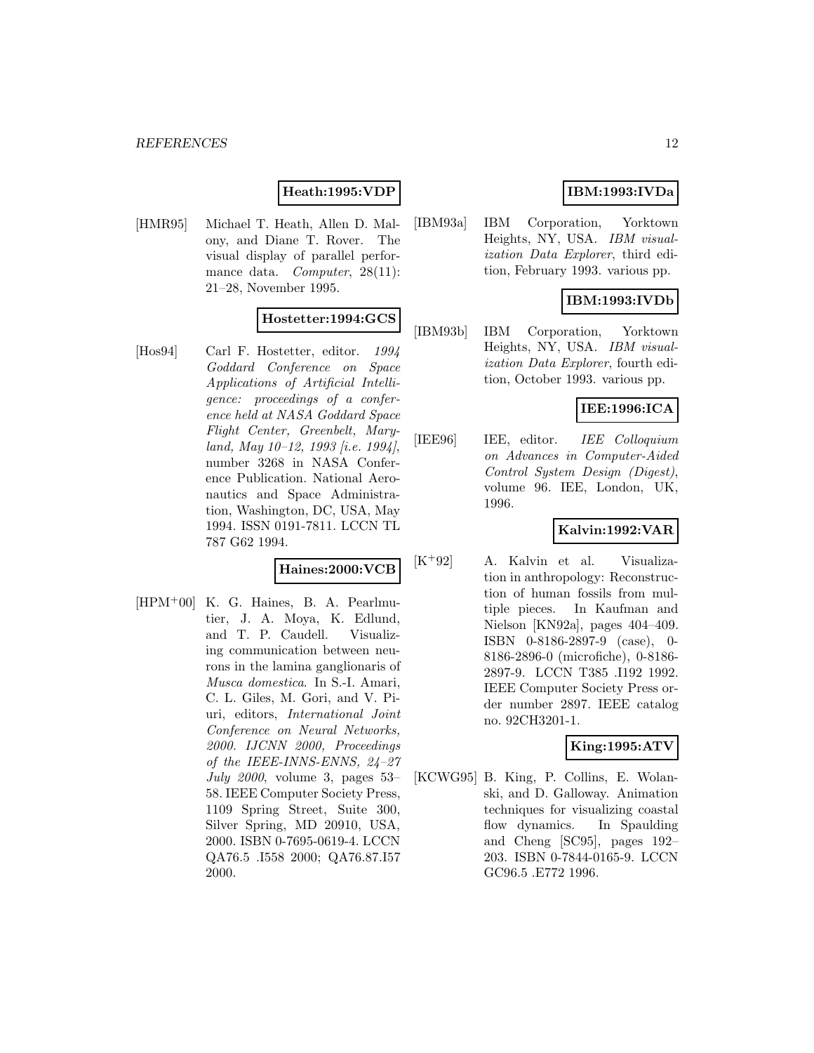**Heath:1995:VDP**

[HMR95] Michael T. Heath, Allen D. Malony, and Diane T. Rover. The visual display of parallel performance data. *Computer*, 28(11): 21–28, November 1995.

**Hostetter:1994:GCS**

[Hos94] Carl F. Hostetter, editor. *1994 Goddard Conference on Space Applications of Artificial Intelligence: proceedings of a conference held at NASA Goddard Space Flight Center, Greenbelt, Maryland, May 10–12, 1993 [i.e. 1994]*, number 3268 in NASA Conference Publication. National Aeronautics and Space Administration, Washington, DC, USA, May 1994. ISSN 0191-7811. LCCN TL 787 G62 1994.

**Haines:2000:VCB**

[HPM+00] K. G. Haines, B. A. Pearlmutier, J. A. Moya, K. Edlund, and T. P. Caudell. Visualizing communication between neurons in the lamina ganglionaris of *Musca domestica*. In S.-I. Amari, C. L. Giles, M. Gori, and V. Piuri, editors, *International Joint Conference on Neural Networks, 2000. IJCNN 2000, Proceedings of the IEEE-INNS-ENNS, 24–27 July 2000*, volume 3, pages 53–58. IEEE Computer Society Press, 1109 Spring Street, Suite 300, Silver Spring, MD 20910, USA, 2000. ISBN 0-7695-0619-4. LCCN QA76.5 .I558 2000; QA76.87.I57 2000.

**IBM:1993:IVDa**

[IBM93a] IBM Corporation, Yorktown Heights, NY, USA. *IBM visualization Data Explorer*, third edition, February 1993. various pp.

**IBM:1993:IVDb**

[IBM93b] IBM Corporation, Yorktown Heights, NY, USA. *IBM visualization Data Explorer*, fourth edition, October 1993. various pp.

**IEE:1996:ICA**

[IEE96] IEE, editor. *IEE Colloquium on Advances in Computer-Aided Control System Design (Digest)*, volume 96. IEE, London, UK, 1996.

**Kalvin:1992:VAR**

[K+92] A. Kalvin et al. Visualization in anthropology: Reconstruction of human fossils from multiple pieces. In Kaufman and Nielson [KN92a], pages 404–409. ISBN 0-8186-2897-9 (case), 0-8186-2896-0 (microfiche), 0-8186-2897-9. LCCN T385 .I192 1992. IEEE Computer Society Press order number 2897. IEEE catalog no. 92CH3201-1.

**King:1995:ATV**

[KCWG95] B. King, P. Collins, E. Wolanski, and D. Galloway. Animation techniques for visualizing coastal flow dynamics. In Spaulding and Cheng [SC95], pages 192–203. ISBN 0-7844-0165-9. LCCN GC96.5 .E772 1996.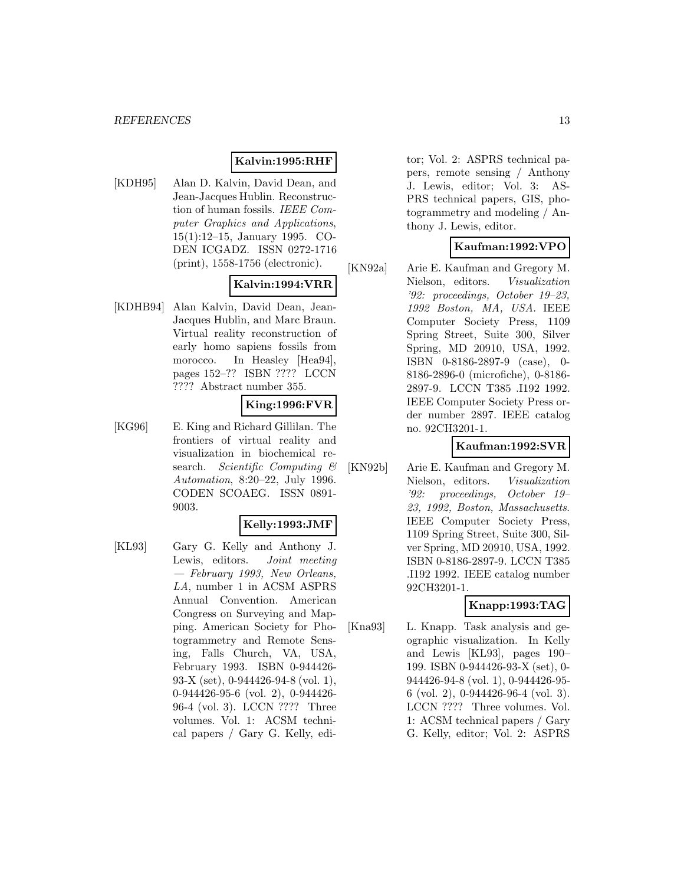**Kalvin:1995:RHF**

[KDH95] Alan D. Kalvin, David Dean, and Jean-Jacques Hublin. Reconstruction of human fossils. *IEEE Computer Graphics and Applications*, 15(1):12–15, January 1995. CODEN ICGADZ. ISSN 0272-1716 (print), 1558-1756 (electronic).

**Kalvin:1994:VRR**

[KDHB94] Alan Kalvin, David Dean, Jean-Jacques Hublin, and Marc Braun. Virtual reality reconstruction of early homo sapiens fossils from morocco. In Heasley [Hea94], pages 152–?? ISBN ???? LCCN ???? Abstract number 355.

**King:1996:FVR**

[KG96] E. King and Richard Gillilan. The frontiers of virtual reality and visualization in biochemical research. *Scientific Computing & Automation*, 8:20–22, July 1996. CODEN SCOAEG. ISSN 0891-9003.

**Kelly:1993:JMF**

[KL93] Gary G. Kelly and Anthony J. Lewis, editors. *Joint meeting — February 1993, New Orleans, LA*, number 1 in ACSM ASPRS Annual Convention. American Congress on Surveying and Mapping. American Society for Photogrammetry and Remote Sensing, Falls Church, VA, USA, February 1993. ISBN 0-944426-93-X (set), 0-944426-94-8 (vol. 1), 0-944426-95-6 (vol. 2), 0-944426-96-4 (vol. 3). LCCN ???? Three volumes. Vol. 1: ACSM technical papers / Gary G. Kelly, editor; Vol. 2: ASPRS technical papers, remote sensing / Anthony J. Lewis, editor; Vol. 3: ASPRS technical papers, GIS, photogrammetry and modeling / Anthony J. Lewis, editor.

**Kaufman:1992:VPO**

[KN92a] Arie E. Kaufman and Gregory M. Nielson, editors. *Visualization '92: proceedings, October 19–23, 1992 Boston, MA, USA*. IEEE Computer Society Press, 1109 Spring Street, Suite 300, Silver Spring, MD 20910, USA, 1992. ISBN 0-8186-2897-9 (case), 0-8186-2896-0 (microfiche), 0-8186-2897-9. LCCN T385 .I192 1992. IEEE Computer Society Press order number 2897. IEEE catalog no. 92CH3201-1.

**Kaufman:1992:SVR**

[KN92b] Arie E. Kaufman and Gregory M. Nielson, editors. *Visualization '92: proceedings, October 19–23, 1992, Boston, Massachusetts*. IEEE Computer Society Press, 1109 Spring Street, Suite 300, Silver Spring, MD 20910, USA, 1992. ISBN 0-8186-2897-9. LCCN T385 .I192 1992. IEEE catalog number 92CH3201-1.

**Knapp:1993:TAG**

[Kna93] L. Knapp. Task analysis and geographic visualization. In Kelly and Lewis [KL93], pages 190–199. ISBN 0-944426-93-X (set), 0-944426-94-8 (vol. 1), 0-944426-95-6 (vol. 2), 0-944426-96-4 (vol. 3). LCCN ???? Three volumes. Vol. 1: ACSM technical papers / Gary G. Kelly, editor; Vol. 2: ASPRS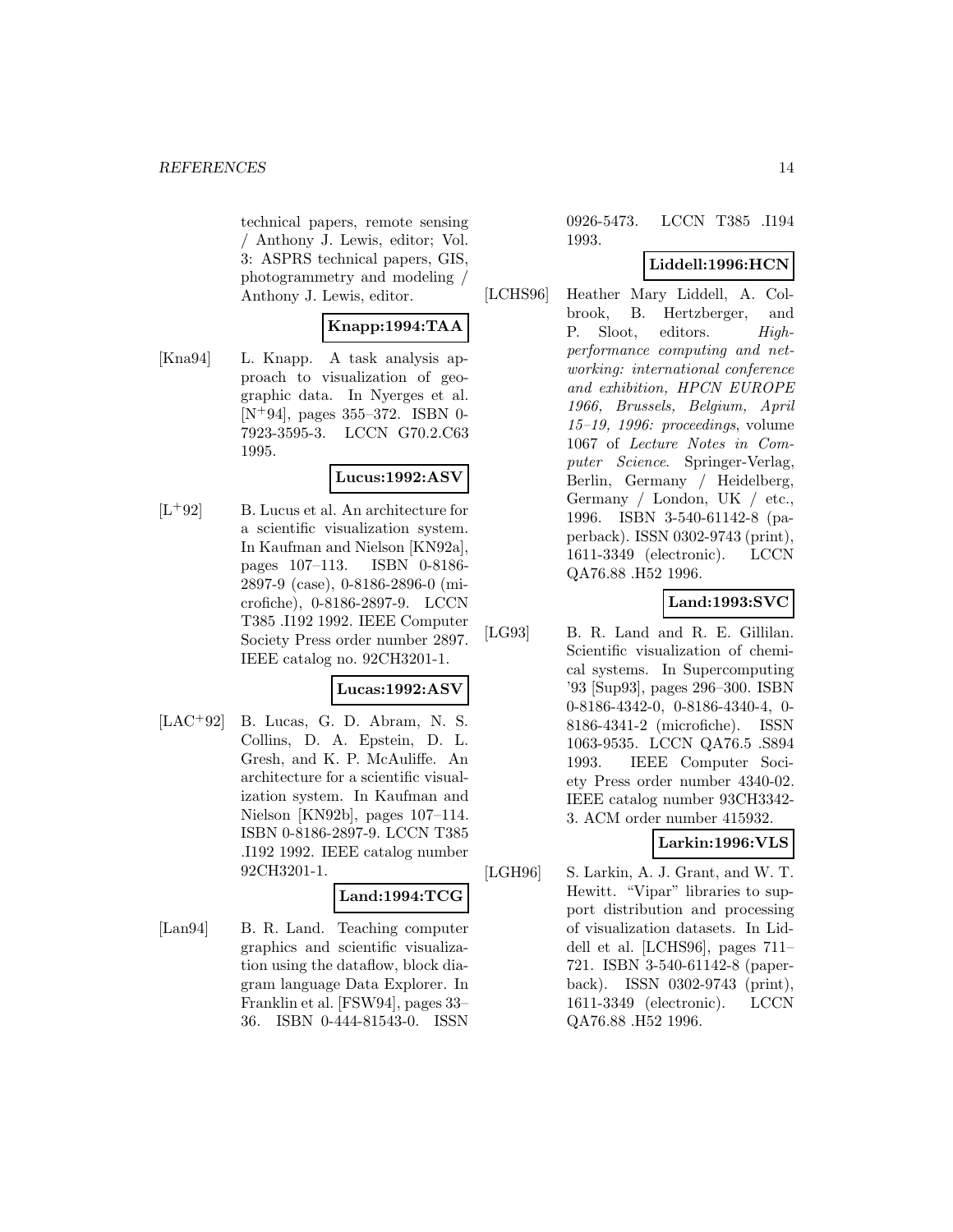technical papers, remote sensing / Anthony J. Lewis, editor; Vol. 3: ASPRS technical papers, GIS, photogrammetry and modeling / Anthony J. Lewis, editor.

**Knapp:1994:TAA**

[Kna94] L. Knapp. A task analysis approach to visualization of geographic data. In Nyerges et al. [N+94], pages 355–372. ISBN 0-7923-3595-3. LCCN G70.2.C63 1995.

**Lucus:1992:ASV**

[L+92] B. Lucus et al. An architecture for a scientific visualization system. In Kaufman and Nielson [KN92a], pages 107–113. ISBN 0-8186-2897-9 (case), 0-8186-2896-0 (microfiche), 0-8186-2897-9. LCCN T385 .I192 1992. IEEE Computer Society Press order number 2897. IEEE catalog no. 92CH3201-1.

**Lucas:1992:ASV**

[LAC+92] B. Lucas, G. D. Abram, N. S. Collins, D. A. Epstein, D. L. Gresh, and K. P. McAuliffe. An architecture for a scientific visualization system. In Kaufman and Nielson [KN92b], pages 107–114. ISBN 0-8186-2897-9. LCCN T385 .I192 1992. IEEE catalog number 92CH3201-1.

**Land:1994:TCG**

[Lan94] B. R. Land. Teaching computer graphics and scientific visualization using the dataflow, block diagram language Data Explorer. In Franklin et al. [FSW94], pages 33–36. ISBN 0-444-81543-0. ISSN 0926-5473. LCCN T385 .I194 1993.

**Liddell:1996:HCN**

[LCHS96] Heather Mary Liddell, A. Colbrook, B. Hertzberger, and P. Sloot, editors. *High-performance computing and networking: international conference and exhibition, HPCN EUROPE 1966, Brussels, Belgium, April 15–19, 1996: proceedings*, volume 1067 of *Lecture Notes in Computer Science*. Springer-Verlag, Berlin, Germany / Heidelberg, Germany / London, UK / etc., 1996. ISBN 3-540-61142-8 (paperback). ISSN 0302-9743 (print), 1611-3349 (electronic). LCCN QA76.88 .H52 1996.

**Land:1993:SVC**

[LG93] B. R. Land and R. E. Gillilan. Scientific visualization of chemical systems. In Supercomputing '93 [Sup93], pages 296–300. ISBN 0-8186-4342-0, 0-8186-4340-4, 0-8186-4341-2 (microfiche). ISSN 1063-9535. LCCN QA76.5 .S894 1993. IEEE Computer Society Press order number 4340-02. IEEE catalog number 93CH3342-3. ACM order number 415932.

**Larkin:1996:VLS**

[LGH96] S. Larkin, A. J. Grant, and W. T. Hewitt. "Vipar" libraries to support distribution and processing of visualization datasets. In Liddell et al. [LCHS96], pages 711–721. ISBN 3-540-61142-8 (paperback). ISSN 0302-9743 (print), 1611-3349 (electronic). LCCN QA76.88 .H52 1996.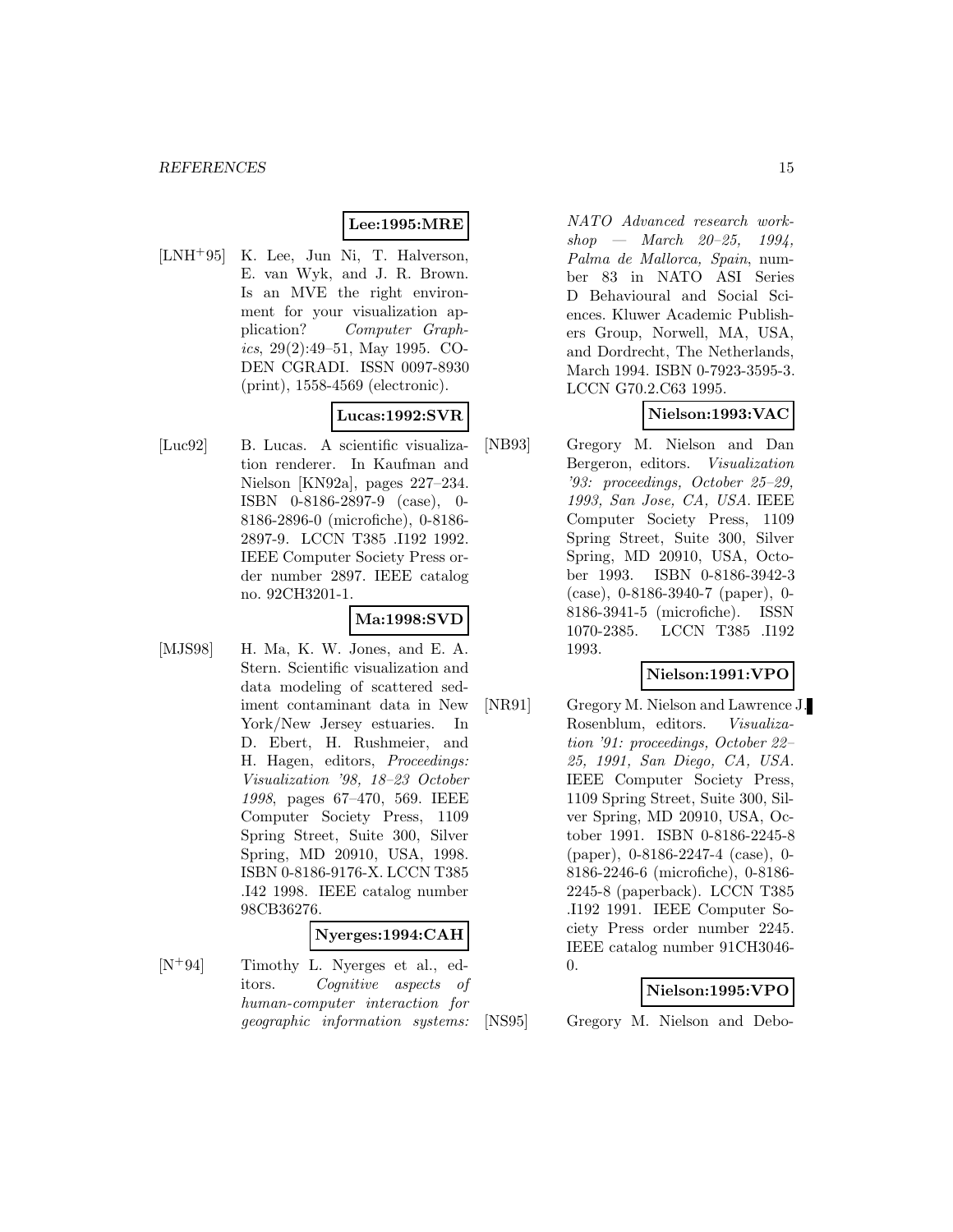**Lee:1995:MRE**

[LNH+95] K. Lee, Jun Ni, T. Halverson, E. van Wyk, and J. R. Brown. Is an MVE the right environment for your visualization application? *Computer Graphics*, 29(2):49–51, May 1995. CODEN CGRADI. ISSN 0097-8930 (print), 1558-4569 (electronic).

**Lucas:1992:SVR**

[Luc92] B. Lucas. A scientific visualization renderer. In Kaufman and Nielson [KN92a], pages 227–234. ISBN 0-8186-2897-9 (case), 0-8186-2896-0 (microfiche), 0-8186-2897-9. LCCN T385 .I192 1992. IEEE Computer Society Press order number 2897. IEEE catalog no. 92CH3201-1.

**Ma:1998:SVD**

[MJS98] H. Ma, K. W. Jones, and E. A. Stern. Scientific visualization and data modeling of scattered sediment contaminant data in New York/New Jersey estuaries. In D. Ebert, H. Rushmeier, and H. Hagen, editors, *Proceedings: Visualization '98, 18–23 October 1998*, pages 67–470, 569. IEEE Computer Society Press, 1109 Spring Street, Suite 300, Silver Spring, MD 20910, USA, 1998. ISBN 0-8186-9176-X. LCCN T385 .I42 1998. IEEE catalog number 98CB36276.

**Nyerges:1994:CAH**

[N+94] Timothy L. Nyerges et al., editors. *Cognitive aspects of human-computer interaction for geographic information systems: NATO Advanced research workshop — March 20–25, 1994, Palma de Mallorca, Spain*, number 83 in NATO ASI Series D Behavioural and Social Sciences. Kluwer Academic Publishers Group, Norwell, MA, USA, and Dordrecht, The Netherlands, March 1994. ISBN 0-7923-3595-3. LCCN G70.2.C63 1995.

**Nielson:1993:VAC**

[NB93] Gregory M. Nielson and Dan Bergeron, editors. *Visualization '93: proceedings, October 25–29, 1993, San Jose, CA, USA*. IEEE Computer Society Press, 1109 Spring Street, Suite 300, Silver Spring, MD 20910, USA, October 1993. ISBN 0-8186-3942-3 (case), 0-8186-3940-7 (paper), 0-8186-3941-5 (microfiche). ISSN 1070-2385. LCCN T385 .I192 1993.

**Nielson:1991:VPO**

[NR91] Gregory M. Nielson and Lawrence J. Rosenblum, editors. *Visualization '91: proceedings, October 22–25, 1991, San Diego, CA, USA*. IEEE Computer Society Press, 1109 Spring Street, Suite 300, Silver Spring, MD 20910, USA, October 1991. ISBN 0-8186-2245-8 (paper), 0-8186-2247-4 (case), 0-8186-2246-6 (microfiche), 0-8186-2245-8 (paperback). LCCN T385 .I192 1991. IEEE Computer Society Press order number 2245. IEEE catalog number 91CH3046-0.

**Nielson:1995:VPO**

[NS95] Gregory M. Nielson and Debo-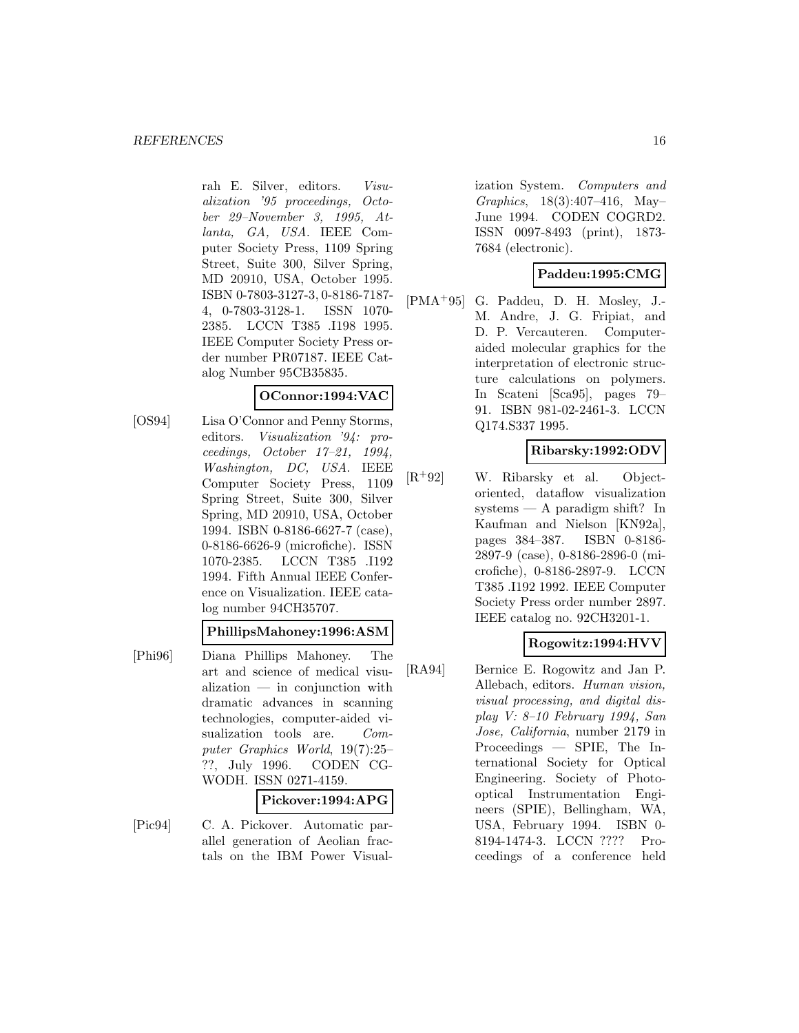rah E. Silver, editors. *Visualization '95 proceedings, October 29–November 3, 1995, Atlanta, GA, USA*. IEEE Computer Society Press, 1109 Spring Street, Suite 300, Silver Spring, MD 20910, USA, October 1995. ISBN 0-7803-3127-3, 0-8186-7187-4, 0-7803-3128-1. ISSN 1070-2385. LCCN T385 .I198 1995. IEEE Computer Society Press order number PR07187. IEEE Catalog Number 95CB35835.

**OConnor:1994:VAC**

[OS94] Lisa O'Connor and Penny Storms, editors. *Visualization '94: proceedings, October 17–21, 1994, Washington, DC, USA*. IEEE Computer Society Press, 1109 Spring Street, Suite 300, Silver Spring, MD 20910, USA, October 1994. ISBN 0-8186-6627-7 (case), 0-8186-6626-9 (microfiche). ISSN 1070-2385. LCCN T385 .I192 1994. Fifth Annual IEEE Conference on Visualization. IEEE catalog number 94CH35707.

**PhillipsMahoney:1996:ASM**

[Phi96] Diana Phillips Mahoney. The art and science of medical visualization — in conjunction with dramatic advances in scanning technologies, computer-aided visualization tools are. *Computer Graphics World*, 19(7):25–??, July 1996. CODEN CGWODH. ISSN 0271-4159.

**Pickover:1994:APG**

[Pic94] C. A. Pickover. Automatic parallel generation of Aeolian fractals on the IBM Power Visualization System. *Computers and Graphics*, 18(3):407–416, May–June 1994. CODEN COGRD2. ISSN 0097-8493 (print), 1873-7684 (electronic).

**Paddeu:1995:CMG**

[PMA+95] G. Paddeu, D. H. Mosley, J.-M. Andre, J. G. Fripiat, and D. P. Vercauteren. Computer-aided molecular graphics for the interpretation of electronic structure calculations on polymers. In Scateni [Sca95], pages 79–91. ISBN 981-02-2461-3. LCCN Q174.S337 1995.

**Ribarsky:1992:ODV**

[R+92] W. Ribarsky et al. Object-oriented, dataflow visualization systems — A paradigm shift? In Kaufman and Nielson [KN92a], pages 384–387. ISBN 0-8186-2897-9 (case), 0-8186-2896-0 (microfiche), 0-8186-2897-9. LCCN T385 .I192 1992. IEEE Computer Society Press order number 2897. IEEE catalog no. 92CH3201-1.

**Rogowitz:1994:HVV**

[RA94] Bernice E. Rogowitz and Jan P. Allebach, editors. *Human vision, visual processing, and digital display V: 8–10 February 1994, San Jose, California*, number 2179 in Proceedings — SPIE, The International Society for Optical Engineering. Society of Photo-optical Instrumentation Engineers (SPIE), Bellingham, WA, USA, February 1994. ISBN 0-8194-1474-3. LCCN ???? Proceedings of a conference held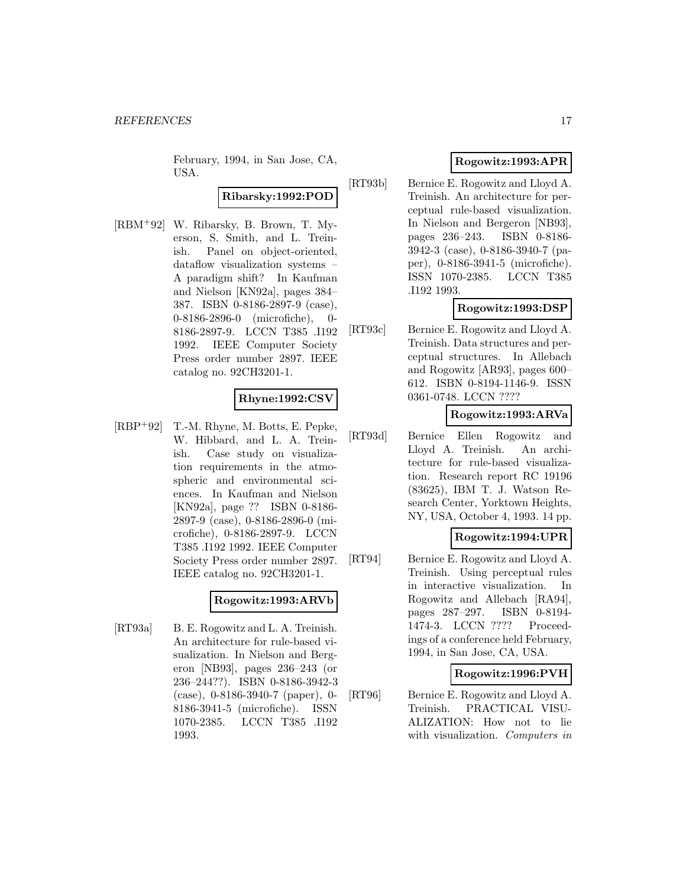February, 1994, in San Jose, CA, USA.

**Ribarsky:1992:POD**

[RBM+92] W. Ribarsky, B. Brown, T. Myerson, S. Smith, and L. Treinish. Panel on object-oriented, dataflow visualization systems – A paradigm shift? In Kaufman and Nielson [KN92a], pages 384–387. ISBN 0-8186-2897-9 (case), 0-8186-2896-0 (microfiche), 0-8186-2897-9. LCCN T385 .I192 1992. IEEE Computer Society Press order number 2897. IEEE catalog no. 92CH3201-1.

**Rhyne:1992:CSV**

[RBP+92] T.-M. Rhyne, M. Botts, E. Pepke, W. Hibbard, and L. A. Treinish. Case study on visualization requirements in the atmospheric and environmental sciences. In Kaufman and Nielson [KN92a], page ?? ISBN 0-8186-2897-9 (case), 0-8186-2896-0 (microfiche), 0-8186-2897-9. LCCN T385 .I192 1992. IEEE Computer Society Press order number 2897. IEEE catalog no. 92CH3201-1.

**Rogowitz:1993:ARVb**

[RT93a] B. E. Rogowitz and L. A. Treinish. An architecture for rule-based visualization. In Nielson and Bergeron [NB93], pages 236–243 (or 236–244??). ISBN 0-8186-3942-3 (case), 0-8186-3940-7 (paper), 0-8186-3941-5 (microfiche). ISSN 1070-2385. LCCN T385 .I192 1993.

**Rogowitz:1993:APR**

[RT93b] Bernice E. Rogowitz and Lloyd A. Treinish. An architecture for perceptual rule-based visualization. In Nielson and Bergeron [NB93], pages 236–243. ISBN 0-8186-3942-3 (case), 0-8186-3940-7 (paper), 0-8186-3941-5 (microfiche). ISSN 1070-2385. LCCN T385 .I192 1993.

**Rogowitz:1993:DSP**

[RT93c] Bernice E. Rogowitz and Lloyd A. Treinish. Data structures and perceptual structures. In Allebach and Rogowitz [AR93], pages 600–612. ISBN 0-8194-1146-9. ISSN 0361-0748. LCCN ????

**Rogowitz:1993:ARVa**

[RT93d] Bernice Ellen Rogowitz and Lloyd A. Treinish. An architecture for rule-based visualization. Research report RC 19196 (83625), IBM T. J. Watson Research Center, Yorktown Heights, NY, USA, October 4, 1993. 14 pp.

**Rogowitz:1994:UPR**

[RT94] Bernice E. Rogowitz and Lloyd A. Treinish. Using perceptual rules in interactive visualization. In Rogowitz and Allebach [RA94], pages 287–297. ISBN 0-8194-1474-3. LCCN ???? Proceedings of a conference held February, 1994, in San Jose, CA, USA.

**Rogowitz:1996:PVH**

[RT96] Bernice E. Rogowitz and Lloyd A. Treinish. PRACTICAL VISUALIZATION: How not to lie with visualization. *Computers in*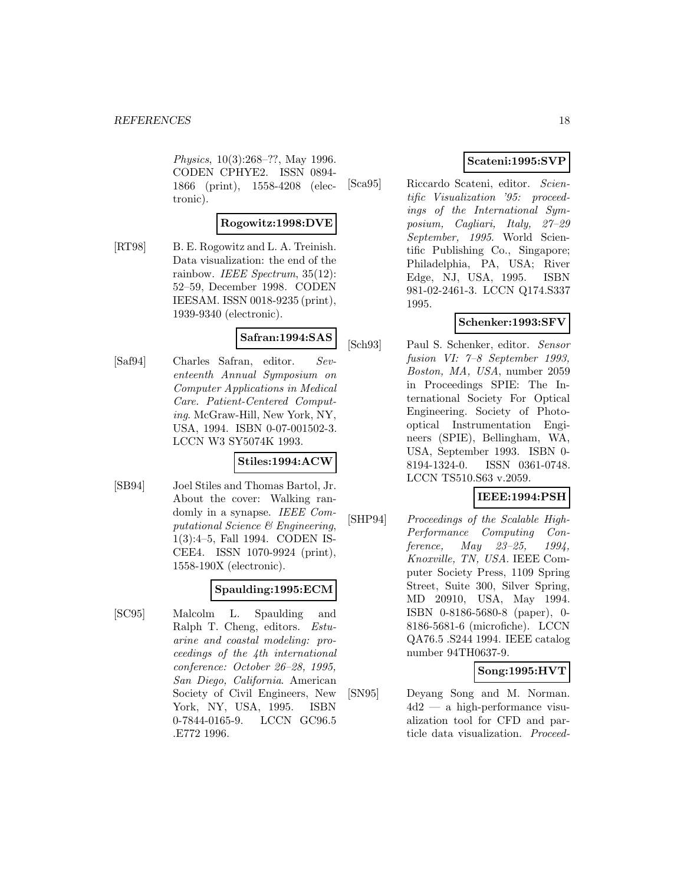*Physics*, 10(3):268–??, May 1996. CODEN CPHYE2. ISSN 0894-1866 (print), 1558-4208 (electronic).

**Rogowitz:1998:DVE**

[RT98] B. E. Rogowitz and L. A. Treinish. Data visualization: the end of the rainbow. *IEEE Spectrum*, 35(12): 52–59, December 1998. CODEN IEESAM. ISSN 0018-9235 (print), 1939-9340 (electronic).

**Safran:1994:SAS**

[Saf94] Charles Safran, editor. *Seventeenth Annual Symposium on Computer Applications in Medical Care. Patient-Centered Computing*. McGraw-Hill, New York, NY, USA, 1994. ISBN 0-07-001502-3. LCCN W3 SY5074K 1993.

**Stiles:1994:ACW**

[SB94] Joel Stiles and Thomas Bartol, Jr. About the cover: Walking randomly in a synapse. *IEEE Computational Science & Engineering*, 1(3):4–5, Fall 1994. CODEN ISCEE4. ISSN 1070-9924 (print), 1558-190X (electronic).

**Spaulding:1995:ECM**

[SC95] Malcolm L. Spaulding and Ralph T. Cheng, editors. *Estuarine and coastal modeling: proceedings of the 4th international conference: October 26–28, 1995, San Diego, California*. American Society of Civil Engineers, New York, NY, USA, 1995. ISBN 0-7844-0165-9. LCCN GC96.5 .E772 1996.

**Scateni:1995:SVP**

[Sca95] Riccardo Scateni, editor. *Scientific Visualization '95: proceedings of the International Symposium, Cagliari, Italy, 27–29 September, 1995*. World Scientific Publishing Co., Singapore; Philadelphia, PA, USA; River Edge, NJ, USA, 1995. ISBN 981-02-2461-3. LCCN Q174.S337 1995.

**Schenker:1993:SFV**

[Sch93] Paul S. Schenker, editor. *Sensor fusion VI: 7–8 September 1993, Boston, MA, USA*, number 2059 in Proceedings SPIE: The International Society For Optical Engineering. Society of Photo-optical Instrumentation Engineers (SPIE), Bellingham, WA, USA, September 1993. ISBN 0-8194-1324-0. ISSN 0361-0748. LCCN TS510.S63 v.2059.

**IEEE:1994:PSH**

[SHP94] *Proceedings of the Scalable High-Performance Computing Conference, May 23–25, 1994, Knoxville, TN, USA*. IEEE Computer Society Press, 1109 Spring Street, Suite 300, Silver Spring, MD 20910, USA, May 1994. ISBN 0-8186-5680-8 (paper), 0-8186-5681-6 (microfiche). LCCN QA76.5 .S244 1994. IEEE catalog number 94TH0637-9.

**Song:1995:HVT**

[SN95] Deyang Song and M. Norman. 4d2 — a high-performance visualization tool for CFD and particle data visualization. *Proceed-*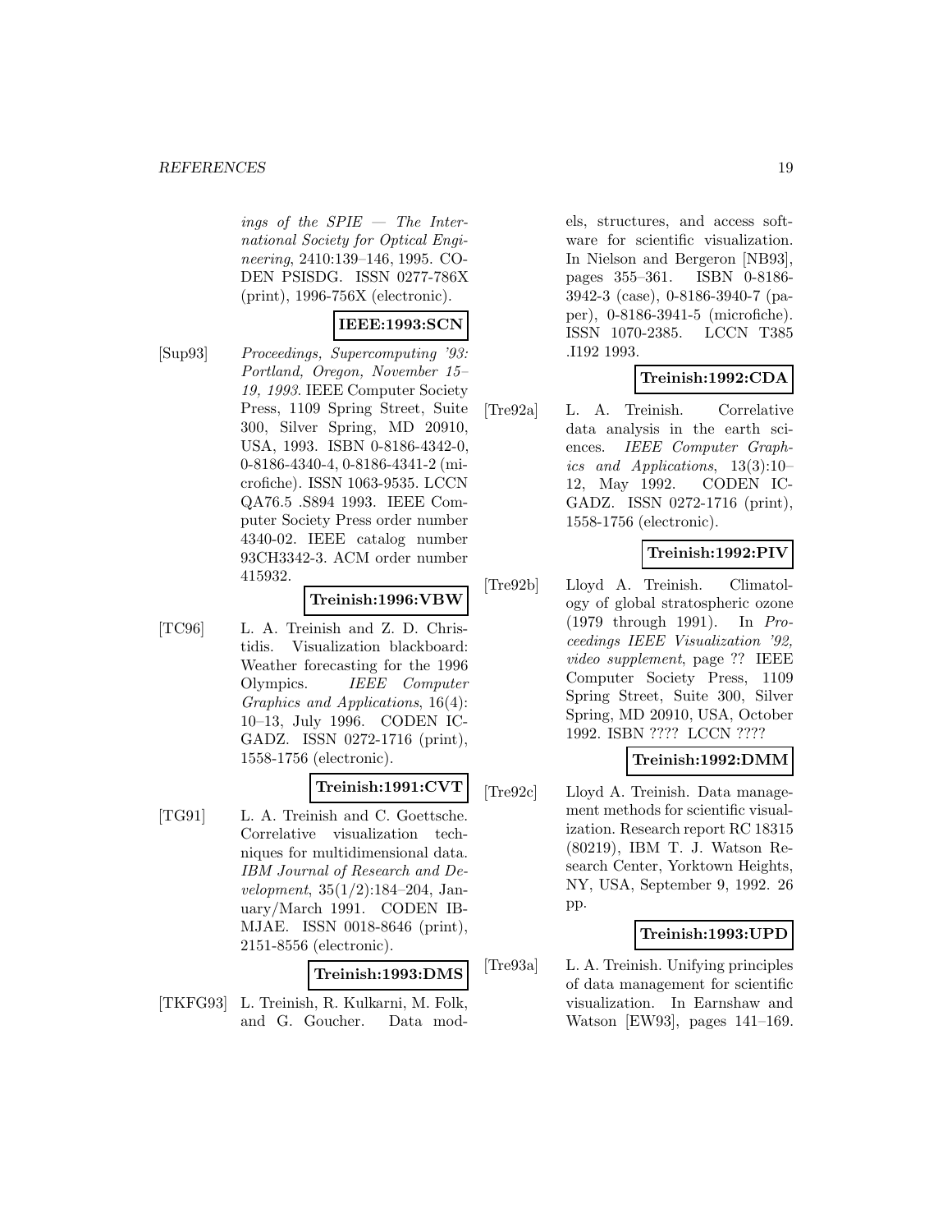*ings of the SPIE — The International Society for Optical Engineering*, 2410:139–146, 1995. CODEN PSISDG. ISSN 0277-786X (print), 1996-756X (electronic).

**IEEE:1993:SCN**

[Sup93] *Proceedings, Supercomputing '93: Portland, Oregon, November 15–19, 1993*. IEEE Computer Society Press, 1109 Spring Street, Suite 300, Silver Spring, MD 20910, USA, 1993. ISBN 0-8186-4342-0, 0-8186-4340-4, 0-8186-4341-2 (microfiche). ISSN 1063-9535. LCCN QA76.5 .S894 1993. IEEE Computer Society Press order number 4340-02. IEEE catalog number 93CH3342-3. ACM order number 415932.

**Treinish:1996:VBW**

[TC96] L. A. Treinish and Z. D. Christidis. Visualization blackboard: Weather forecasting for the 1996 Olympics. *IEEE Computer Graphics and Applications*, 16(4): 10–13, July 1996. CODEN ICGADZ. ISSN 0272-1716 (print), 1558-1756 (electronic).

**Treinish:1991:CVT**

[TG91] L. A. Treinish and C. Goettsche. Correlative visualization techniques for multidimensional data. *IBM Journal of Research and Development*, 35(1/2):184–204, January/March 1991. CODEN IBMJAE. ISSN 0018-8646 (print), 2151-8556 (electronic).

**Treinish:1993:DMS**

[TKFG93] L. Treinish, R. Kulkarni, M. Folk, and G. Goucher. Data models, structures, and access software for scientific visualization. In Nielson and Bergeron [NB93], pages 355–361. ISBN 0-8186-3942-3 (case), 0-8186-3940-7 (paper), 0-8186-3941-5 (microfiche). ISSN 1070-2385. LCCN T385 .I192 1993.

**Treinish:1992:CDA**

[Tre92a] L. A. Treinish. Correlative data analysis in the earth sciences. *IEEE Computer Graphics and Applications*, 13(3):10–12, May 1992. CODEN ICGADZ. ISSN 0272-1716 (print), 1558-1756 (electronic).

**Treinish:1992:PIV**

[Tre92b] Lloyd A. Treinish. Climatology of global stratospheric ozone (1979 through 1991). In *Proceedings IEEE Visualization '92, video supplement*, page ?? IEEE Computer Society Press, 1109 Spring Street, Suite 300, Silver Spring, MD 20910, USA, October 1992. ISBN ???? LCCN ????

**Treinish:1992:DMM**

[Tre92c] Lloyd A. Treinish. Data management methods for scientific visualization. Research report RC 18315 (80219), IBM T. J. Watson Research Center, Yorktown Heights, NY, USA, September 9, 1992. 26 pp.

**Treinish:1993:UPD**

[Tre93a] L. A. Treinish. Unifying principles of data management for scientific visualization. In Earnshaw and Watson [EW93], pages 141–169.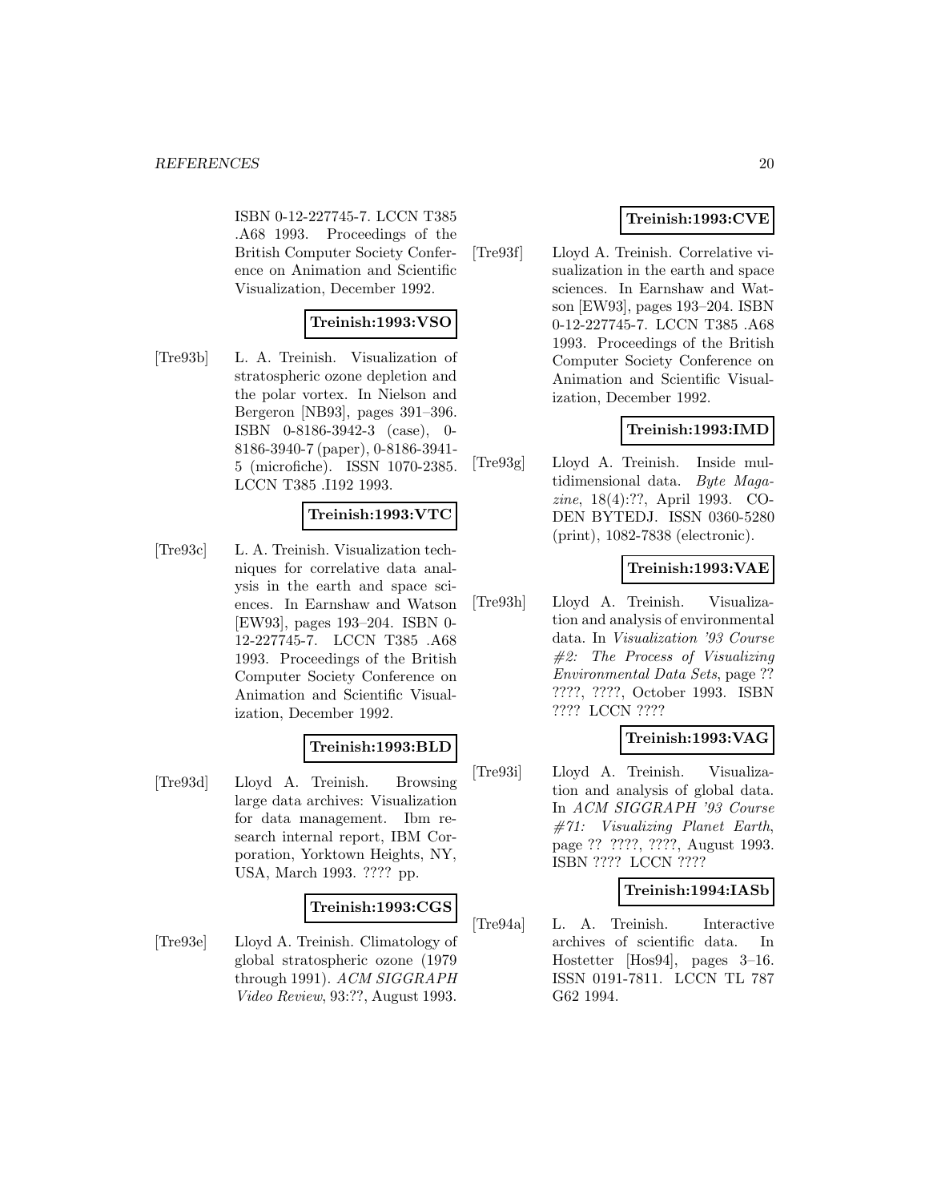ISBN 0-12-227745-7. LCCN T385 .A68 1993. Proceedings of the British Computer Society Conference on Animation and Scientific Visualization, December 1992.

**Treinish:1993:VSO**

[Tre93b] L. A. Treinish. Visualization of stratospheric ozone depletion and the polar vortex. In Nielson and Bergeron [NB93], pages 391–396. ISBN 0-8186-3942-3 (case), 0-8186-3940-7 (paper), 0-8186-3941-5 (microfiche). ISSN 1070-2385. LCCN T385 .I192 1993.

**Treinish:1993:VTC**

[Tre93c] L. A. Treinish. Visualization techniques for correlative data analysis in the earth and space sciences. In Earnshaw and Watson [EW93], pages 193–204. ISBN 0-12-227745-7. LCCN T385 .A68 1993. Proceedings of the British Computer Society Conference on Animation and Scientific Visualization, December 1992.

**Treinish:1993:BLD**

[Tre93d] Lloyd A. Treinish. Browsing large data archives: Visualization for data management. Ibm research internal report, IBM Corporation, Yorktown Heights, NY, USA, March 1993. ???? pp.

**Treinish:1993:CGS**

[Tre93e] Lloyd A. Treinish. Climatology of global stratospheric ozone (1979 through 1991). *ACM SIGGRAPH Video Review*, 93:??, August 1993.

**Treinish:1993:CVE**

[Tre93f] Lloyd A. Treinish. Correlative visualization in the earth and space sciences. In Earnshaw and Watson [EW93], pages 193–204. ISBN 0-12-227745-7. LCCN T385 .A68 1993. Proceedings of the British Computer Society Conference on Animation and Scientific Visualization, December 1992.

**Treinish:1993:IMD**

[Tre93g] Lloyd A. Treinish. Inside multidimensional data. *Byte Magazine*, 18(4):??, April 1993. CODEN BYTEDJ. ISSN 0360-5280 (print), 1082-7838 (electronic).

**Treinish:1993:VAE**

[Tre93h] Lloyd A. Treinish. Visualization and analysis of environmental data. In *Visualization '93 Course #2: The Process of Visualizing Environmental Data Sets*, page ?? ????, ????, October 1993. ISBN ???? LCCN ????

**Treinish:1993:VAG**

[Tre93i] Lloyd A. Treinish. Visualization and analysis of global data. In *ACM SIGGRAPH '93 Course #71: Visualizing Planet Earth*, page ?? ????, ????, August 1993. ISBN ???? LCCN ????

**Treinish:1994:IASb**

[Tre94a] L. A. Treinish. Interactive archives of scientific data. In Hostetter [Hos94], pages 3–16. ISSN 0191-7811. LCCN TL 787 G62 1994.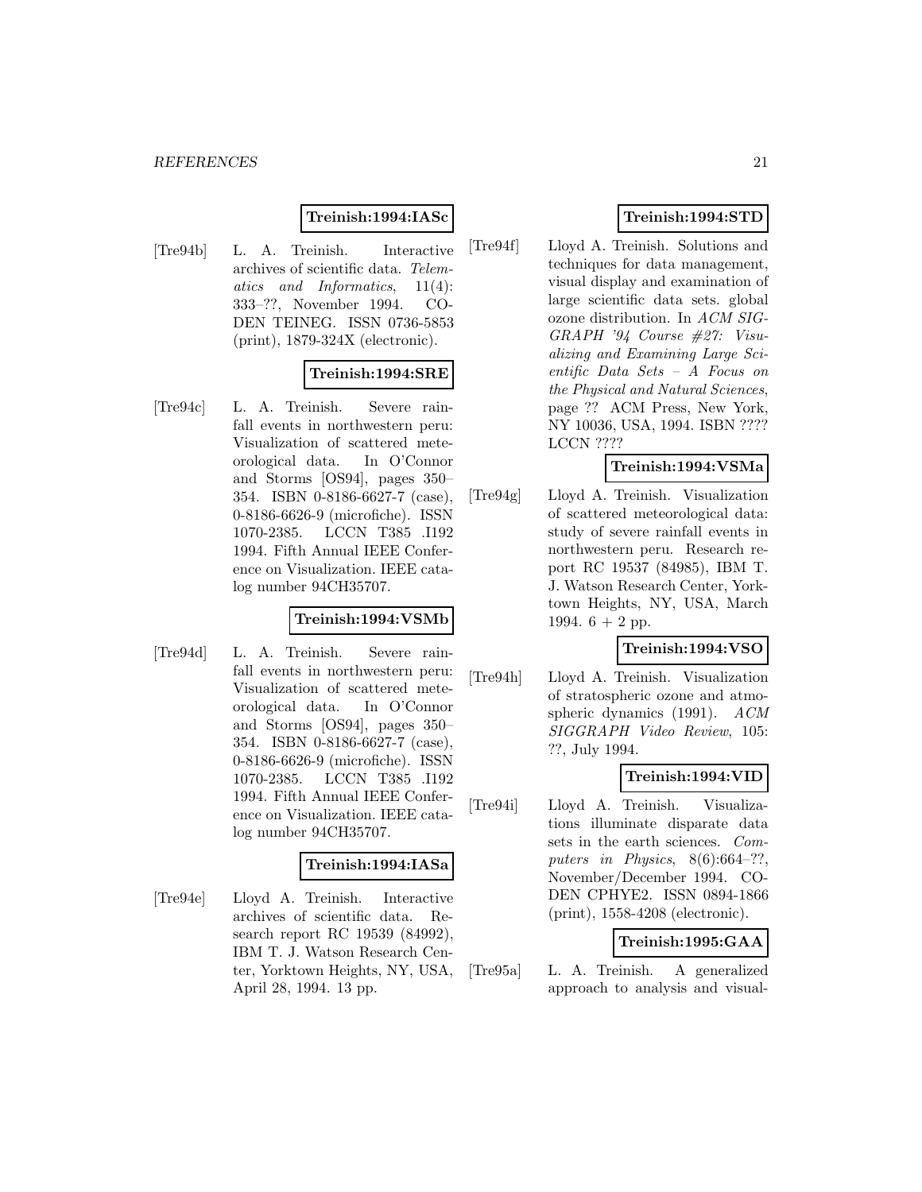**Treinish:1994:IASc**

[Tre94b] L. A. Treinish. Interactive archives of scientific data. *Telematics and Informatics*, 11(4): 333–??, November 1994. CODEN TEINEG. ISSN 0736-5853 (print), 1879-324X (electronic).

**Treinish:1994:SRE**

[Tre94c] L. A. Treinish. Severe rainfall events in northwestern peru: Visualization of scattered meteorological data. In O'Connor and Storms [OS94], pages 350–354. ISBN 0-8186-6627-7 (case), 0-8186-6626-9 (microfiche). ISSN 1070-2385. LCCN T385 .I192 1994. Fifth Annual IEEE Conference on Visualization. IEEE catalog number 94CH35707.

**Treinish:1994:VSMb**

[Tre94d] L. A. Treinish. Severe rainfall events in northwestern peru: Visualization of scattered meteorological data. In O'Connor and Storms [OS94], pages 350–354. ISBN 0-8186-6627-7 (case), 0-8186-6626-9 (microfiche). ISSN 1070-2385. LCCN T385 .I192 1994. Fifth Annual IEEE Conference on Visualization. IEEE catalog number 94CH35707.

**Treinish:1994:IASa**

[Tre94e] Lloyd A. Treinish. Interactive archives of scientific data. Research report RC 19539 (84992), IBM T. J. Watson Research Center, Yorktown Heights, NY, USA, April 28, 1994. 13 pp.

**Treinish:1994:STD**

[Tre94f] Lloyd A. Treinish. Solutions and techniques for data management, visual display and examination of large scientific data sets. global ozone distribution. In *ACM SIGGRAPH '94 Course #27: Visualizing and Examining Large Scientific Data Sets – A Focus on the Physical and Natural Sciences*, page ?? ACM Press, New York, NY 10036, USA, 1994. ISBN ???? LCCN ????

**Treinish:1994:VSMa**

[Tre94g] Lloyd A. Treinish. Visualization of scattered meteorological data: study of severe rainfall events in northwestern peru. Research report RC 19537 (84985), IBM T. J. Watson Research Center, Yorktown Heights, NY, USA, March 1994. 6 + 2 pp.

**Treinish:1994:VSO**

[Tre94h] Lloyd A. Treinish. Visualization of stratospheric ozone and atmospheric dynamics (1991). *ACM SIGGRAPH Video Review*, 105: ??, July 1994.

**Treinish:1994:VID**

[Tre94i] Lloyd A. Treinish. Visualizations illuminate disparate data sets in the earth sciences. *Computers in Physics*, 8(6):664–??, November/December 1994. CODEN CPHYE2. ISSN 0894-1866 (print), 1558-4208 (electronic).

**Treinish:1995:GAA**

[Tre95a] L. A. Treinish. A generalized approach to analysis and visual-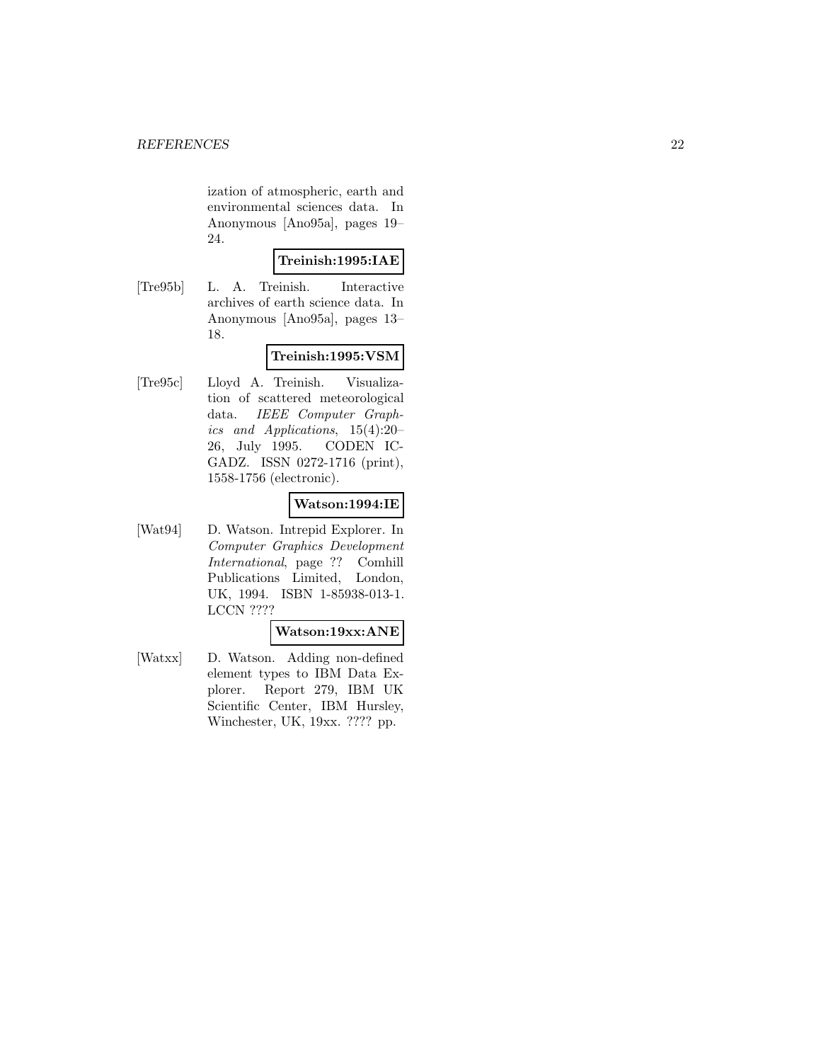ization of atmospheric, earth and environmental sciences data. In Anonymous [Ano95a], pages 19–24.

**Treinish:1995:IAE**

[Tre95b] L. A. Treinish. Interactive archives of earth science data. In Anonymous [Ano95a], pages 13–18.

**Treinish:1995:VSM**

[Tre95c] Lloyd A. Treinish. Visualization of scattered meteorological data. *IEEE Computer Graphics and Applications*, 15(4):20–26, July 1995. CODEN ICGADZ. ISSN 0272-1716 (print), 1558-1756 (electronic).

**Watson:1994:IE**

[Wat94] D. Watson. Intrepid Explorer. In *Computer Graphics Development International*, page ?? Comhill Publications Limited, London, UK, 1994. ISBN 1-85938-013-1. LCCN ????

**Watson:19xx:ANE**

[Watxx] D. Watson. Adding non-defined element types to IBM Data Explorer. Report 279, IBM UK Scientific Center, IBM Hursley, Winchester, UK, 19xx. ???? pp.